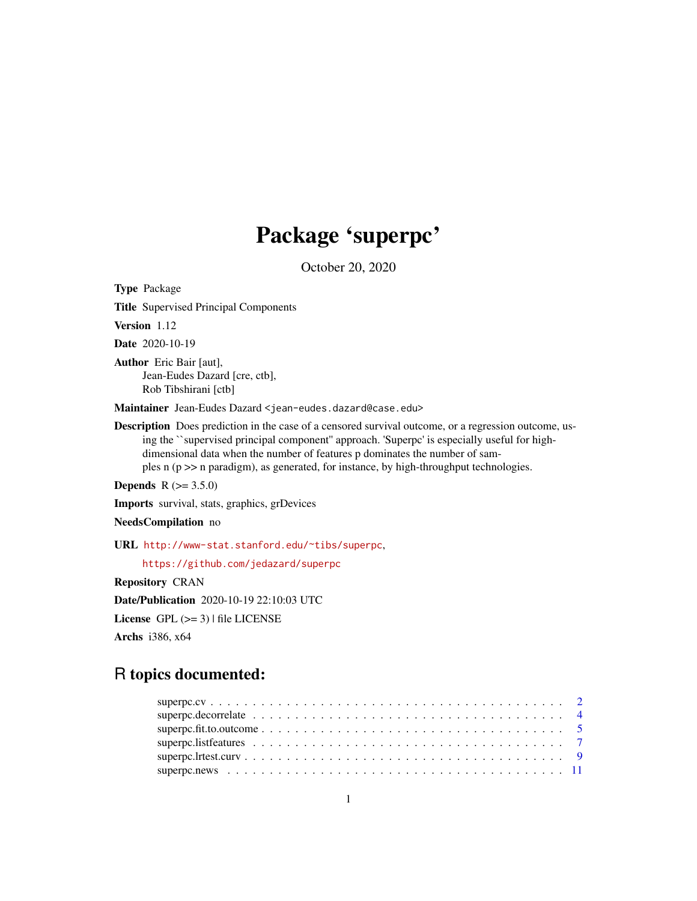# Package 'superpc'

October 20, 2020

**Type** Package

**Title** Supervised Principal Components

**Version** 1.12

**Date** 2020-10-19

**Author** Eric Bair [aut],
Jean-Eudes Dazard [cre, ctb],
Rob Tibshirani [ctb]

**Maintainer** Jean-Eudes Dazard <jean-eudes.dazard@case.edu>

**Description** Does prediction in the case of a censored survival outcome, or a regression outcome, using the ``supervised principal component'' approach. 'Superpc' is especially useful for high-dimensional data when the number of features p dominates the number of samples n (p >> n paradigm), as generated, for instance, by high-throughput technologies.

**Depends** R (>= 3.5.0)

**Imports** survival, stats, graphics, grDevices

**NeedsCompilation** no

**URL** http://www-stat.stanford.edu/~tibs/superpc,
https://github.com/jedazard/superpc

**Repository** CRAN

**Date/Publication** 2020-10-19 22:10:03 UTC

**License** GPL (>= 3) | file LICENSE

**Archs** i386, x64

## R topics documented:

superpc.cv . . . . . . . . . . . . . . . . . . . . . . . . . . . . . . . . . . . . . . . . . 2
superpc.decorrelate . . . . . . . . . . . . . . . . . . . . . . . . . . . . . . . . . . . . . 4
superpc.fit.to.outcome . . . . . . . . . . . . . . . . . . . . . . . . . . . . . . . . . . . 5
superpc.listfeatures . . . . . . . . . . . . . . . . . . . . . . . . . . . . . . . . . . . . . 7
superpc.lrtest.curv . . . . . . . . . . . . . . . . . . . . . . . . . . . . . . . . . . . . . 9
superpc.news . . . . . . . . . . . . . . . . . . . . . . . . . . . . . . . . . . . . . . . . 11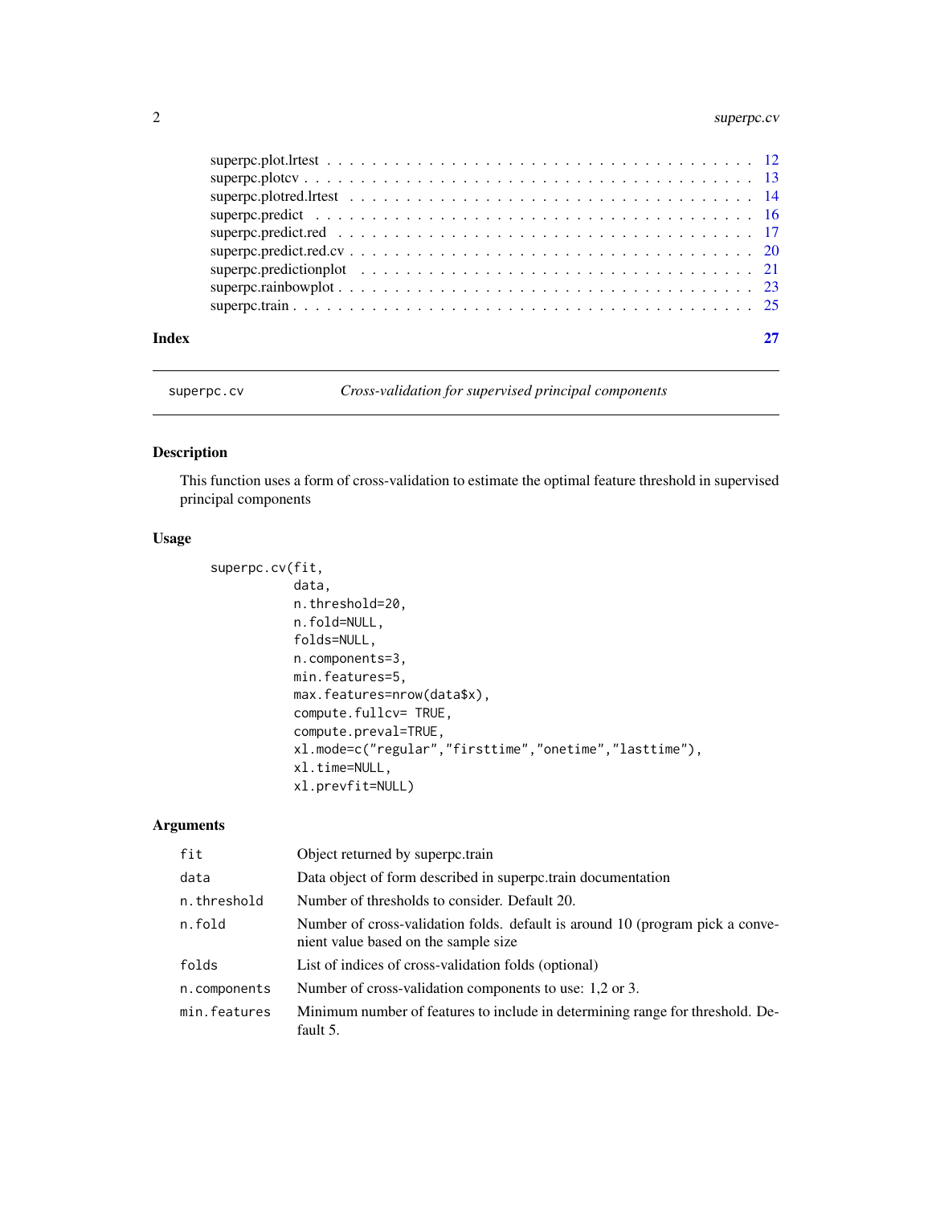superpc.plot.lrtest . . . . . . . . . . . . . . . . . . . . . . . . . . . . . . . . . . . 12
superpc.plotcv . . . . . . . . . . . . . . . . . . . . . . . . . . . . . . . . . . . . . 13
superpc.plotred.lrtest . . . . . . . . . . . . . . . . . . . . . . . . . . . . . . . . . 14
superpc.predict . . . . . . . . . . . . . . . . . . . . . . . . . . . . . . . . . . . . . 16
superpc.predict.red . . . . . . . . . . . . . . . . . . . . . . . . . . . . . . . . . . . 17
superpc.predict.red.cv . . . . . . . . . . . . . . . . . . . . . . . . . . . . . . . . . 20
superpc.predictionplot . . . . . . . . . . . . . . . . . . . . . . . . . . . . . . . . . 21
superpc.rainbowplot . . . . . . . . . . . . . . . . . . . . . . . . . . . . . . . . . . 23
superpc.train . . . . . . . . . . . . . . . . . . . . . . . . . . . . . . . . . . . . . . 25

**Index** **27**

---

`superpc.cv` *Cross-validation for supervised principal components*

---

### Description

This function uses a form of cross-validation to estimate the optimal feature threshold in supervised principal components

### Usage

```
superpc.cv(fit,
           data,
           n.threshold=20,
           n.fold=NULL,
           folds=NULL,
           n.components=3,
           min.features=5,
           max.features=nrow(data$x),
           compute.fullcv= TRUE,
           compute.preval=TRUE,
           xl.mode=c("regular","firsttime","onetime","lasttime"),
           xl.time=NULL,
           xl.prevfit=NULL)
```

### Arguments

| | |
|---|---|
| `fit` | Object returned by superpc.train |
| `data` | Data object of form described in superpc.train documentation |
| `n.threshold` | Number of thresholds to consider. Default 20. |
| `n.fold` | Number of cross-validation folds. default is around 10 (program pick a convenient value based on the sample size |
| `folds` | List of indices of cross-validation folds (optional) |
| `n.components` | Number of cross-validation components to use: 1,2 or 3. |
| `min.features` | Minimum number of features to include in determining range for threshold. Default 5. |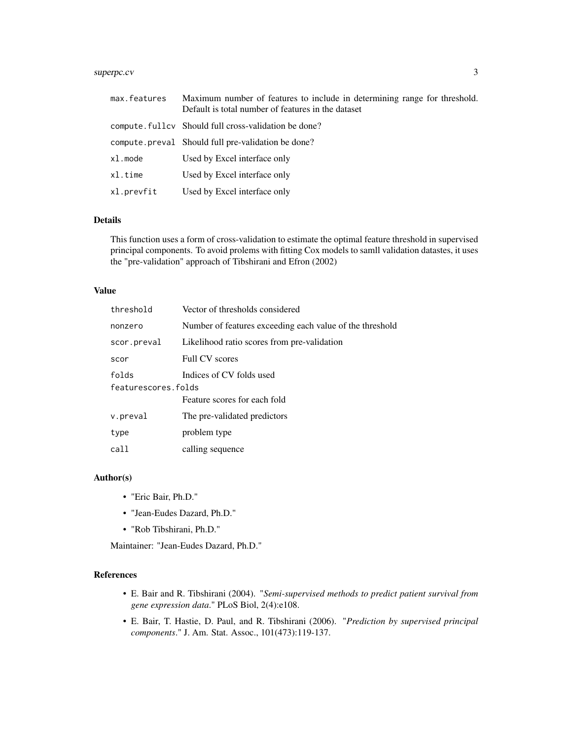| | |
|---|---|
| max.features | Maximum number of features to include in determining range for threshold. Default is total number of features in the dataset |
| compute.fullcv | Should full cross-validation be done? |
| compute.preval | Should full pre-validation be done? |
| xl.mode | Used by Excel interface only |
| xl.time | Used by Excel interface only |
| xl.prevfit | Used by Excel interface only |

## Details

This function uses a form of cross-validation to estimate the optimal feature threshold in supervised principal components. To avoid prolems with fitting Cox models to samll validation datastes, it uses the "pre-validation" approach of Tibshirani and Efron (2002)

## Value

| | |
|---|---|
| threshold | Vector of thresholds considered |
| nonzero | Number of features exceeding each value of the threshold |
| scor.preval | Likelihood ratio scores from pre-validation |
| scor | Full CV scores |
| folds | Indices of CV folds used |
| featurescores.folds | Feature scores for each fold |
| v.preval | The pre-validated predictors |
| type | problem type |
| call | calling sequence |

## Author(s)

- "Eric Bair, Ph.D."
- "Jean-Eudes Dazard, Ph.D."
- "Rob Tibshirani, Ph.D."

Maintainer: "Jean-Eudes Dazard, Ph.D."

## References

- E. Bair and R. Tibshirani (2004). "*Semi-supervised methods to predict patient survival from gene expression data*." PLoS Biol, 2(4):e108.
- E. Bair, T. Hastie, D. Paul, and R. Tibshirani (2006). "*Prediction by supervised principal components*." J. Am. Stat. Assoc., 101(473):119-137.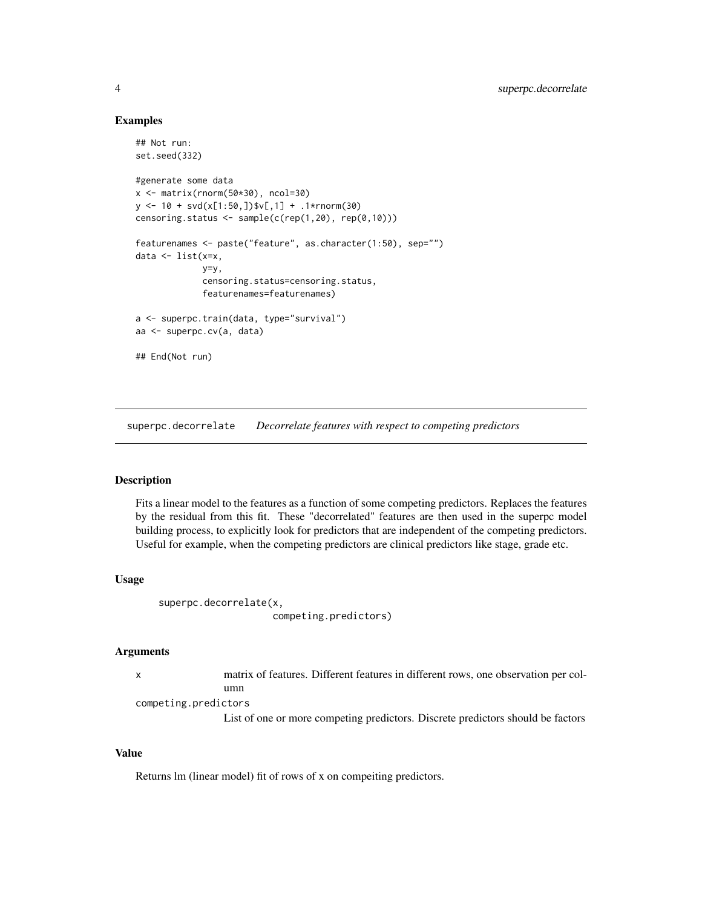## Examples

```
## Not run:
set.seed(332)

#generate some data
x <- matrix(rnorm(50*30), ncol=30)
y <- 10 + svd(x[1:50,])$v[,1] + .1*rnorm(30)
censoring.status <- sample(c(rep(1,20), rep(0,10)))

featurenames <- paste("feature", as.character(1:50), sep="")
data <- list(x=x,
             y=y,
             censoring.status=censoring.status,
             featurenames=featurenames)

a <- superpc.train(data, type="survival")
aa <- superpc.cv(a, data)

## End(Not run)
```

---

# superpc.decorrelate *Decorrelate features with respect to competing predictors*

## Description

Fits a linear model to the features as a function of some competing predictors. Replaces the features by the residual from this fit. These "decorrelated" features are then used in the superpc model building process, to explicitly look for predictors that are independent of the competing predictors. Useful for example, when the competing predictors are clinical predictors like stage, grade etc.

## Usage

```
superpc.decorrelate(x,
                    competing.predictors)
```

## Arguments

| | |
|---|---|
| x | matrix of features. Different features in different rows, one observation per column |
| competing.predictors | List of one or more competing predictors. Discrete predictors should be factors |

## Value

Returns lm (linear model) fit of rows of x on compeiting predictors.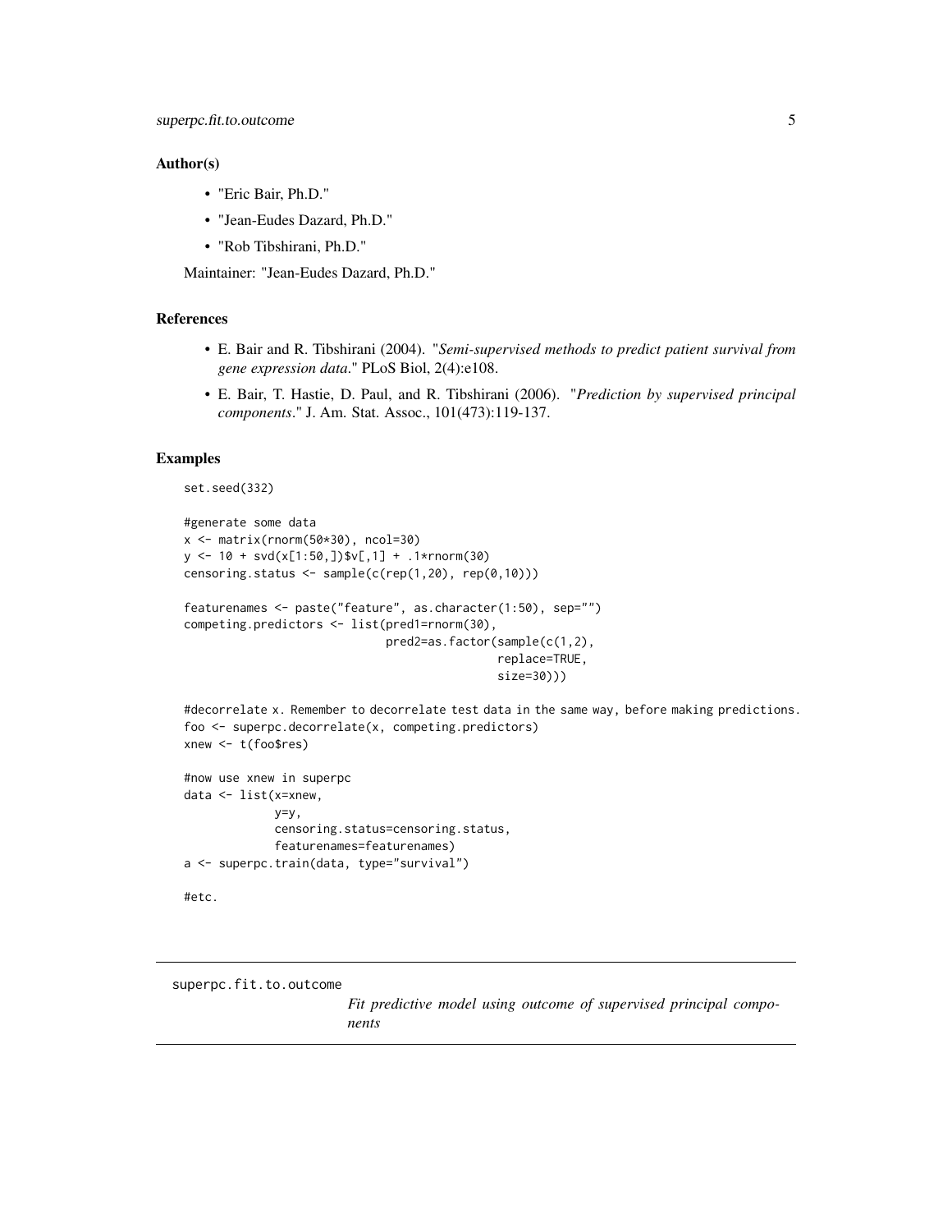### Author(s)

- "Eric Bair, Ph.D."
- "Jean-Eudes Dazard, Ph.D."
- "Rob Tibshirani, Ph.D."

Maintainer: "Jean-Eudes Dazard, Ph.D."

### References

- E. Bair and R. Tibshirani (2004). "*Semi-supervised methods to predict patient survival from gene expression data.*" PLoS Biol, 2(4):e108.
- E. Bair, T. Hastie, D. Paul, and R. Tibshirani (2006). "*Prediction by supervised principal components.*" J. Am. Stat. Assoc., 101(473):119-137.

### Examples

```
set.seed(332)

#generate some data
x <- matrix(rnorm(50*30), ncol=30)
y <- 10 + svd(x[1:50,])$v[,1] + .1*rnorm(30)
censoring.status <- sample(c(rep(1,20), rep(0,10)))

featurenames <- paste("feature", as.character(1:50), sep="")
competing.predictors <- list(pred1=rnorm(30),
                             pred2=as.factor(sample(c(1,2),
                                             replace=TRUE,
                                             size=30)))

#decorrelate x. Remember to decorrelate test data in the same way, before making predictions.
foo <- superpc.decorrelate(x, competing.predictors)
xnew <- t(foo$res)

#now use xnew in superpc
data <- list(x=xnew,
             y=y,
             censoring.status=censoring.status,
             featurenames=featurenames)
a <- superpc.train(data, type="survival")

#etc.
```

---

superpc.fit.to.outcome *Fit predictive model using outcome of supervised principal components*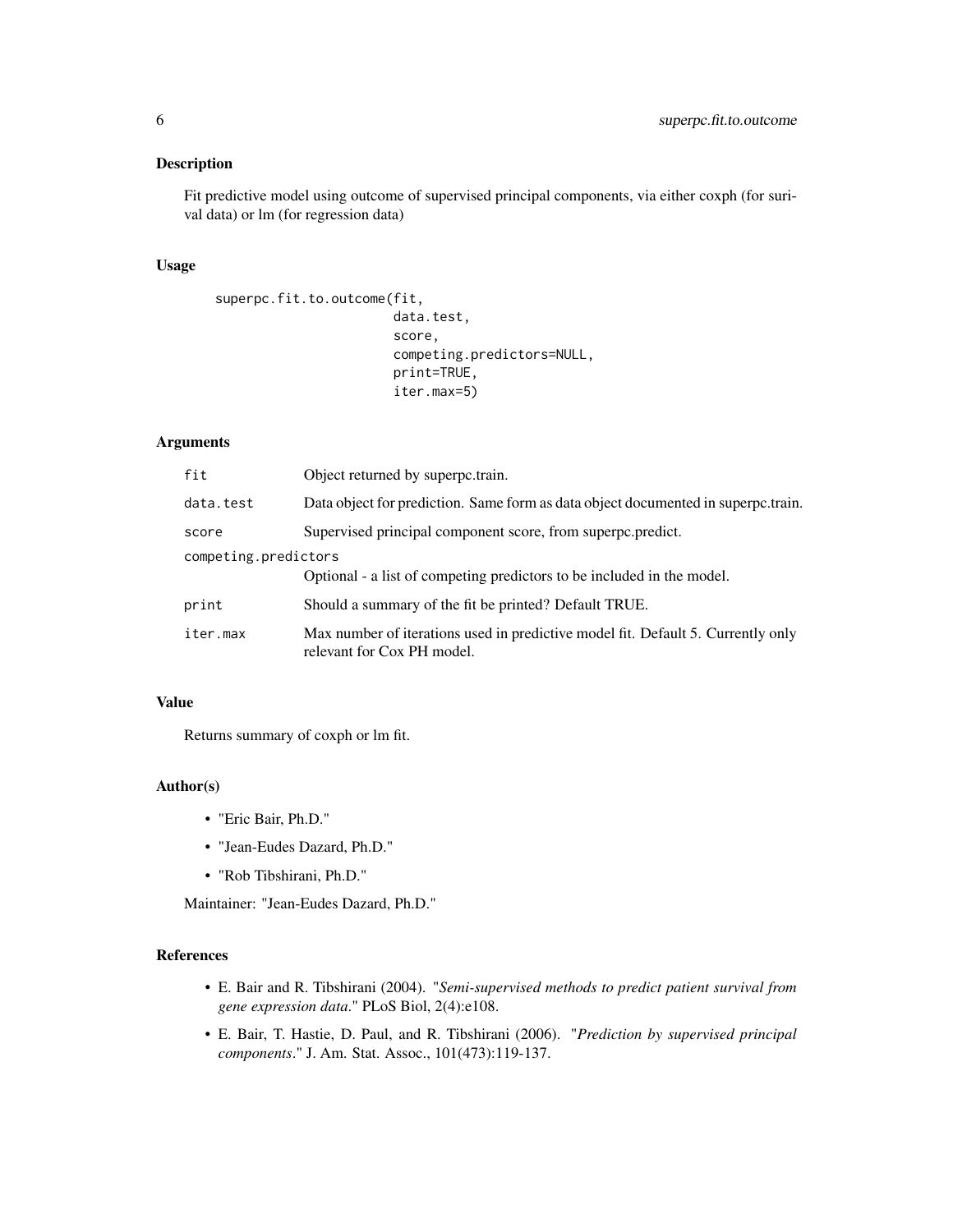## Description

Fit predictive model using outcome of supervised principal components, via either coxph (for surival data) or lm (for regression data)

## Usage

```
superpc.fit.to.outcome(fit,
                       data.test,
                       score,
                       competing.predictors=NULL,
                       print=TRUE,
                       iter.max=5)
```

## Arguments

| | |
|---|---|
| `fit` | Object returned by superpc.train. |
| `data.test` | Data object for prediction. Same form as data object documented in superpc.train. |
| `score` | Supervised principal component score, from superpc.predict. |
| `competing.predictors` | Optional - a list of competing predictors to be included in the model. |
| `print` | Should a summary of the fit be printed? Default TRUE. |
| `iter.max` | Max number of iterations used in predictive model fit. Default 5. Currently only relevant for Cox PH model. |

## Value

Returns summary of coxph or lm fit.

## Author(s)

- "Eric Bair, Ph.D."
- "Jean-Eudes Dazard, Ph.D."
- "Rob Tibshirani, Ph.D."

Maintainer: "Jean-Eudes Dazard, Ph.D."

## References

- E. Bair and R. Tibshirani (2004). "*Semi-supervised methods to predict patient survival from gene expression data*." PLoS Biol, 2(4):e108.
- E. Bair, T. Hastie, D. Paul, and R. Tibshirani (2006). "*Prediction by supervised principal components*." J. Am. Stat. Assoc., 101(473):119-137.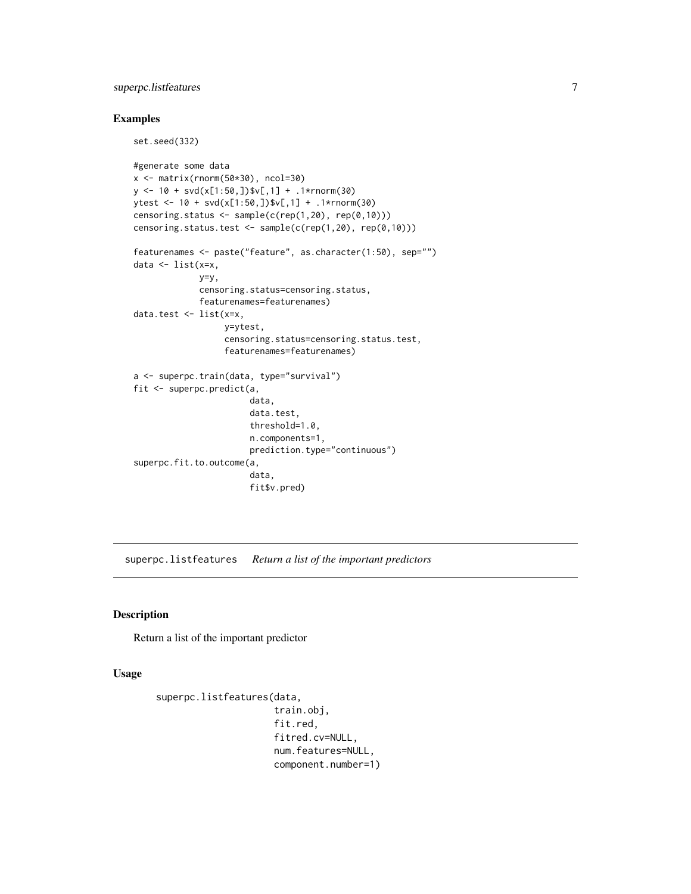## Examples

```
set.seed(332)

#generate some data
x <- matrix(rnorm(50*30), ncol=30)
y <- 10 + svd(x[1:50,])$v[,1] + .1*rnorm(30)
ytest <- 10 + svd(x[1:50,])$v[,1] + .1*rnorm(30)
censoring.status <- sample(c(rep(1,20), rep(0,10)))
censoring.status.test <- sample(c(rep(1,20), rep(0,10)))

featurenames <- paste("feature", as.character(1:50), sep="")
data <- list(x=x,
             y=y,
             censoring.status=censoring.status,
             featurenames=featurenames)
data.test <- list(x=x,
                  y=ytest,
                  censoring.status=censoring.status.test,
                  featurenames=featurenames)

a <- superpc.train(data, type="survival")
fit <- superpc.predict(a,
                       data,
                       data.test,
                       threshold=1.0,
                       n.components=1,
                       prediction.type="continuous")
superpc.fit.to.outcome(a,
                       data,
                       fit$v.pred)
```

---

# superpc.listfeatures *Return a list of the important predictors*

## Description

Return a list of the important predictor

## Usage

```
superpc.listfeatures(data,
                     train.obj,
                     fit.red,
                     fitred.cv=NULL,
                     num.features=NULL,
                     component.number=1)
```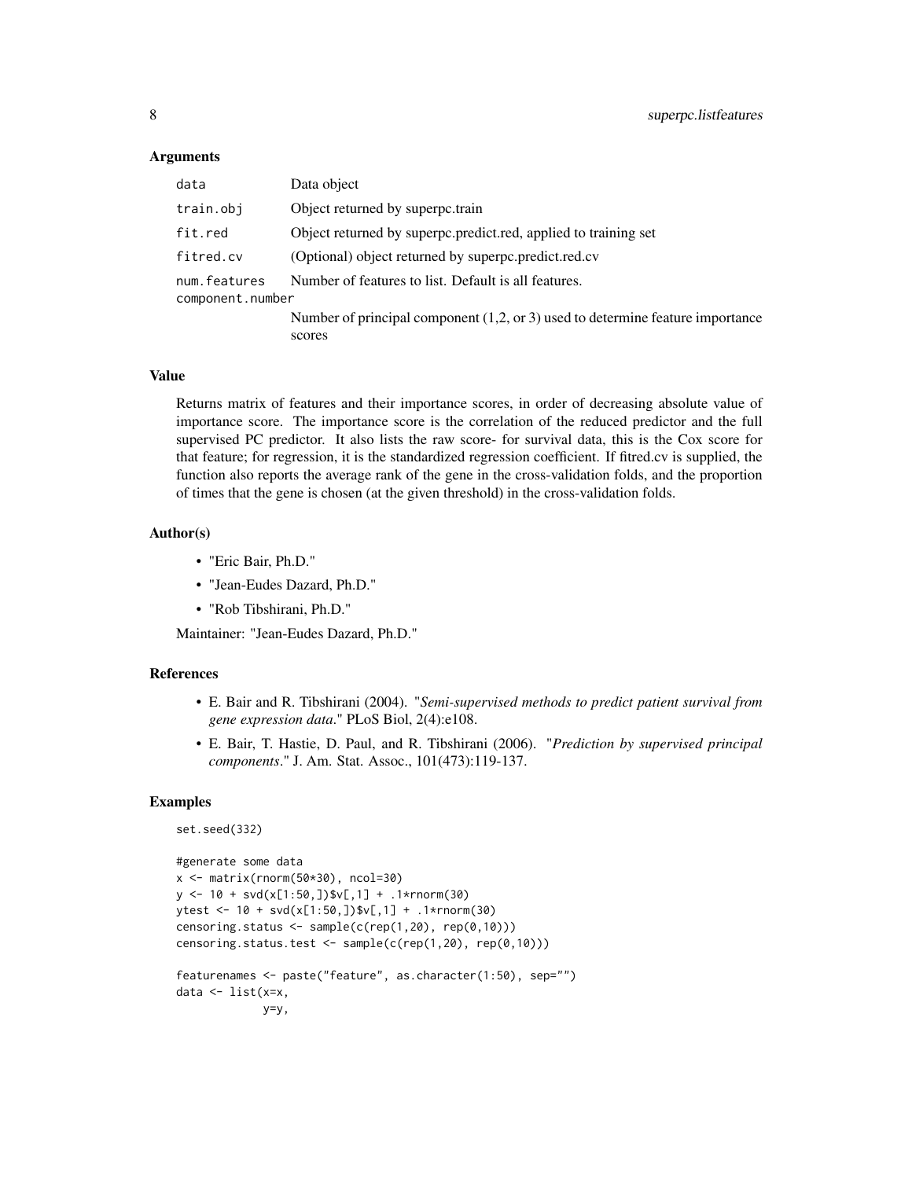### Arguments

| | |
|---|---|
| data | Data object |
| train.obj | Object returned by superpc.train |
| fit.red | Object returned by superpc.predict.red, applied to training set |
| fitred.cv | (Optional) object returned by superpc.predict.red.cv |
| num.features | Number of features to list. Default is all features. |
| component.number | Number of principal component (1,2, or 3) used to determine feature importance scores |

### Value

Returns matrix of features and their importance scores, in order of decreasing absolute value of importance score. The importance score is the correlation of the reduced predictor and the full supervised PC predictor. It also lists the raw score- for survival data, this is the Cox score for that feature; for regression, it is the standardized regression coefficient. If fitred.cv is supplied, the function also reports the average rank of the gene in the cross-validation folds, and the proportion of times that the gene is chosen (at the given threshold) in the cross-validation folds.

### Author(s)

- "Eric Bair, Ph.D."
- "Jean-Eudes Dazard, Ph.D."
- "Rob Tibshirani, Ph.D."

Maintainer: "Jean-Eudes Dazard, Ph.D."

### References

- E. Bair and R. Tibshirani (2004). "*Semi-supervised methods to predict patient survival from gene expression data*." PLoS Biol, 2(4):e108.
- E. Bair, T. Hastie, D. Paul, and R. Tibshirani (2006). "*Prediction by supervised principal components*." J. Am. Stat. Assoc., 101(473):119-137.

### Examples

```
set.seed(332)

#generate some data
x <- matrix(rnorm(50*30), ncol=30)
y <- 10 + svd(x[1:50,])$v[,1] + .1*rnorm(30)
ytest <- 10 + svd(x[1:50,])$v[,1] + .1*rnorm(30)
censoring.status <- sample(c(rep(1,20), rep(0,10)))
censoring.status.test <- sample(c(rep(1,20), rep(0,10)))

featurenames <- paste("feature", as.character(1:50), sep="")
data <- list(x=x,
             y=y,
```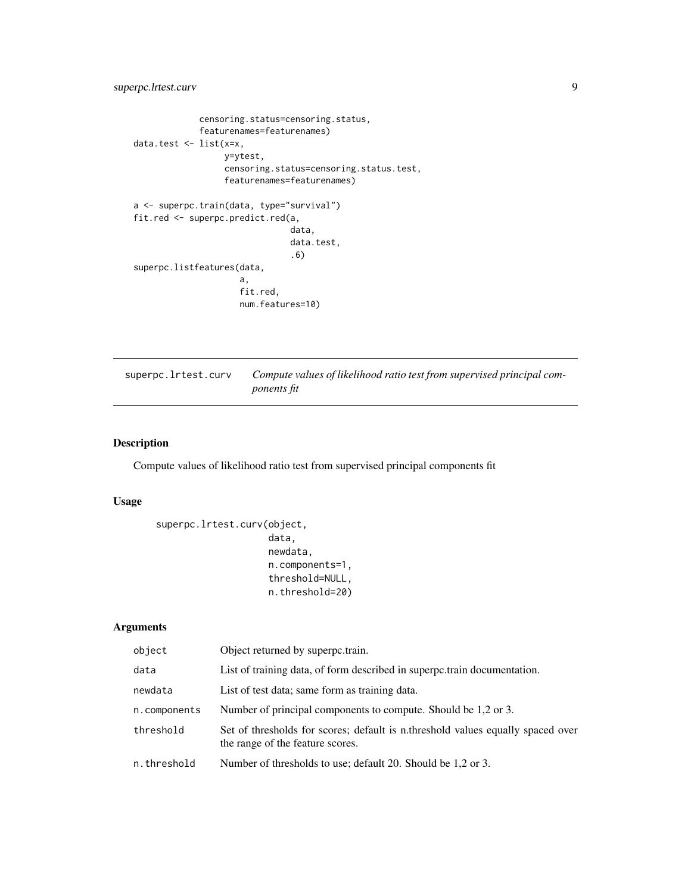```
            censoring.status=censoring.status,
            featurenames=featurenames)
data.test <- list(x=x,
                  y=ytest,
                  censoring.status=censoring.status.test,
                  featurenames=featurenames)

a <- superpc.train(data, type="survival")
fit.red <- superpc.predict.red(a,
                               data,
                               data.test,
                               .6)
superpc.listfeatures(data,
                     a,
                     fit.red,
                     num.features=10)
```

## superpc.lrtest.curv — *Compute values of likelihood ratio test from supervised principal components fit*

### Description

Compute values of likelihood ratio test from supervised principal components fit

### Usage

```
superpc.lrtest.curv(object,
                    data,
                    newdata,
                    n.components=1,
                    threshold=NULL,
                    n.threshold=20)
```

### Arguments

| | |
|---|---|
| object | Object returned by superpc.train. |
| data | List of training data, of form described in superpc.train documentation. |
| newdata | List of test data; same form as training data. |
| n.components | Number of principal components to compute. Should be 1,2 or 3. |
| threshold | Set of thresholds for scores; default is n.threshold values equally spaced over the range of the feature scores. |
| n.threshold | Number of thresholds to use; default 20. Should be 1,2 or 3. |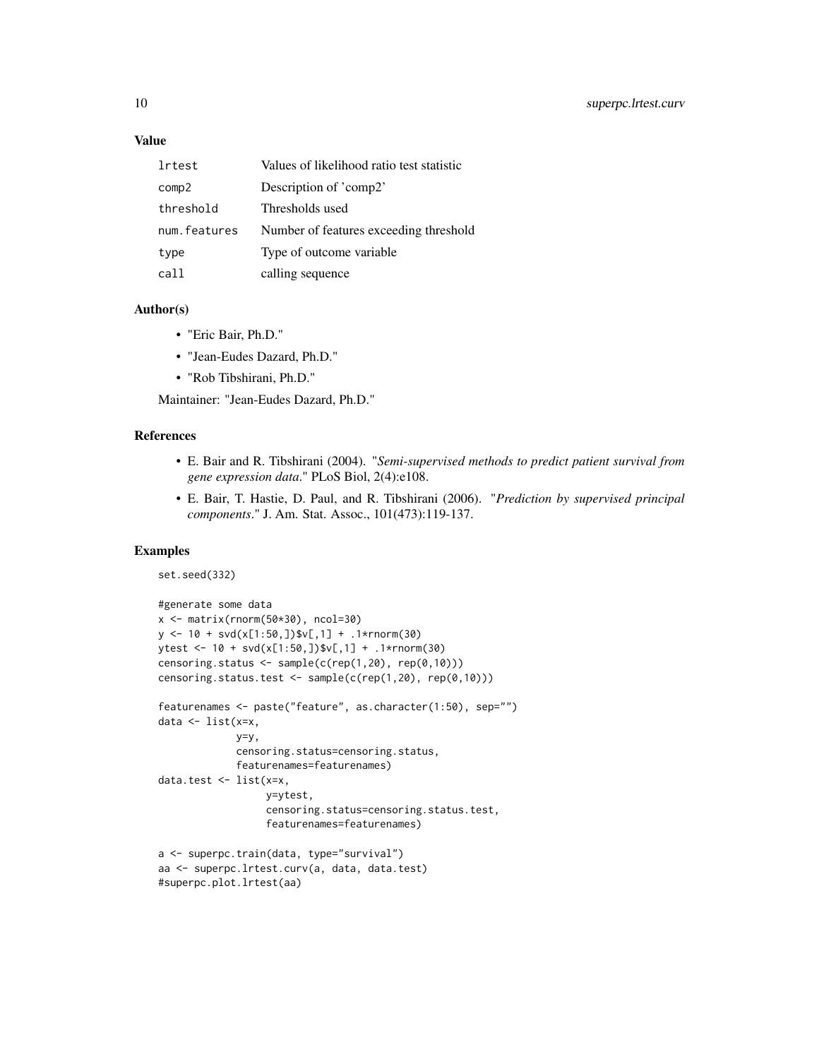## Value

| | |
|---|---|
| lrtest | Values of likelihood ratio test statistic |
| comp2 | Description of 'comp2' |
| threshold | Thresholds used |
| num.features | Number of features exceeding threshold |
| type | Type of outcome variable |
| call | calling sequence |

## Author(s)

- "Eric Bair, Ph.D."
- "Jean-Eudes Dazard, Ph.D."
- "Rob Tibshirani, Ph.D."

Maintainer: "Jean-Eudes Dazard, Ph.D."

## References

- E. Bair and R. Tibshirani (2004). "*Semi-supervised methods to predict patient survival from gene expression data*." PLoS Biol, 2(4):e108.
- E. Bair, T. Hastie, D. Paul, and R. Tibshirani (2006). "*Prediction by supervised principal components*." J. Am. Stat. Assoc., 101(473):119-137.

## Examples

```
set.seed(332)

#generate some data
x <- matrix(rnorm(50*30), ncol=30)
y <- 10 + svd(x[1:50,])$v[,1] + .1*rnorm(30)
ytest <- 10 + svd(x[1:50,])$v[,1] + .1*rnorm(30)
censoring.status <- sample(c(rep(1,20), rep(0,10)))
censoring.status.test <- sample(c(rep(1,20), rep(0,10)))

featurenames <- paste("feature", as.character(1:50), sep="")
data <- list(x=x,
             y=y,
             censoring.status=censoring.status,
             featurenames=featurenames)
data.test <- list(x=x,
                  y=ytest,
                  censoring.status=censoring.status.test,
                  featurenames=featurenames)

a <- superpc.train(data, type="survival")
aa <- superpc.lrtest.curv(a, data, data.test)
#superpc.plot.lrtest(aa)
```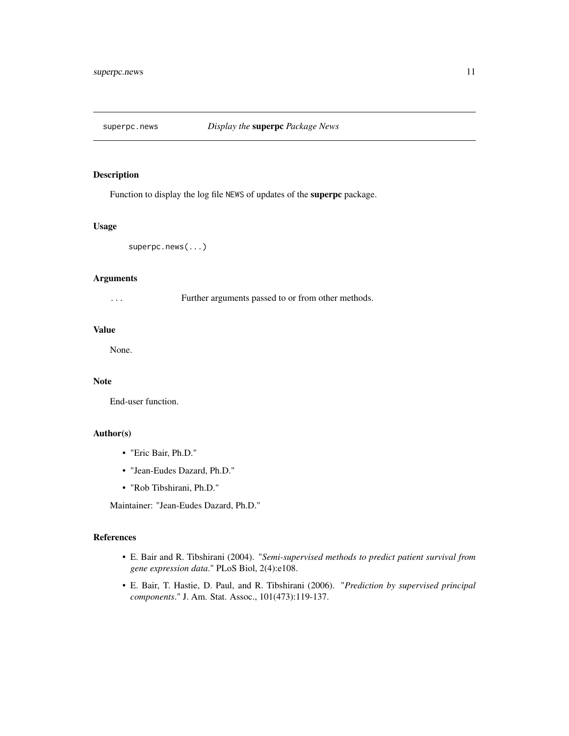## superpc.news — *Display the* **superpc** *Package News*

### Description

Function to display the log file `NEWS` of updates of the **superpc** package.

### Usage

```
superpc.news(...)
```

### Arguments

`...` Further arguments passed to or from other methods.

### Value

None.

### Note

End-user function.

### Author(s)

- "Eric Bair, Ph.D."
- "Jean-Eudes Dazard, Ph.D."
- "Rob Tibshirani, Ph.D."

Maintainer: "Jean-Eudes Dazard, Ph.D."

### References

- E. Bair and R. Tibshirani (2004). "*Semi-supervised methods to predict patient survival from gene expression data*." PLoS Biol, 2(4):e108.
- E. Bair, T. Hastie, D. Paul, and R. Tibshirani (2006). "*Prediction by supervised principal components*." J. Am. Stat. Assoc., 101(473):119-137.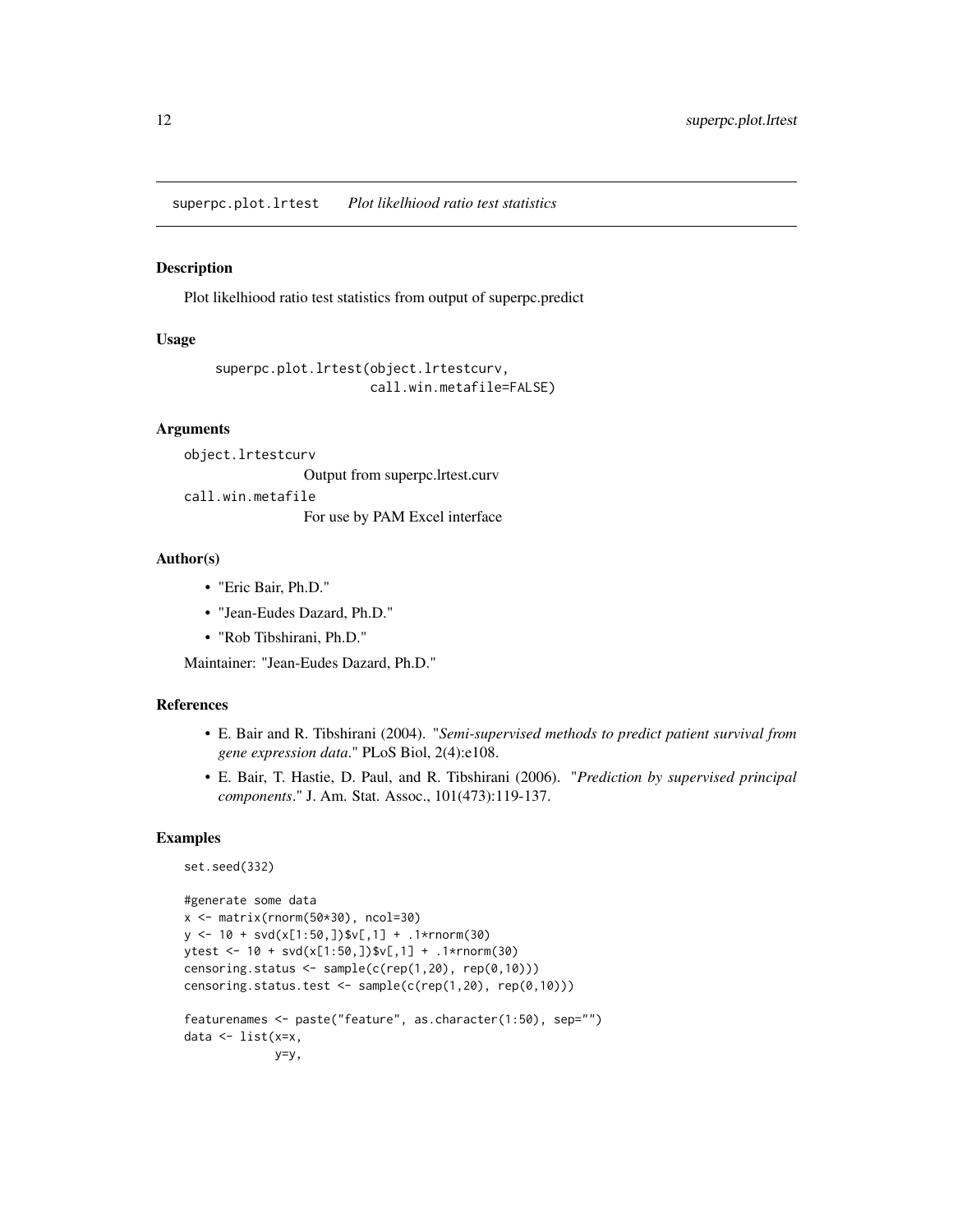## superpc.plot.lrtest    *Plot likelhiood ratio test statistics*

### Description

Plot likelhiood ratio test statistics from output of superpc.predict

### Usage

```
superpc.plot.lrtest(object.lrtestcurv,
                    call.win.metafile=FALSE)
```

### Arguments

`object.lrtestcurv`
: Output from superpc.lrtest.curv

`call.win.metafile`
: For use by PAM Excel interface

### Author(s)

- "Eric Bair, Ph.D."
- "Jean-Eudes Dazard, Ph.D."
- "Rob Tibshirani, Ph.D."

Maintainer: "Jean-Eudes Dazard, Ph.D."

### References

- E. Bair and R. Tibshirani (2004). "*Semi-supervised methods to predict patient survival from gene expression data*." PLoS Biol, 2(4):e108.
- E. Bair, T. Hastie, D. Paul, and R. Tibshirani (2006). "*Prediction by supervised principal components*." J. Am. Stat. Assoc., 101(473):119-137.

### Examples

```
set.seed(332)

#generate some data
x <- matrix(rnorm(50*30), ncol=30)
y <- 10 + svd(x[1:50,])$v[,1] + .1*rnorm(30)
ytest <- 10 + svd(x[1:50,])$v[,1] + .1*rnorm(30)
censoring.status <- sample(c(rep(1,20), rep(0,10)))
censoring.status.test <- sample(c(rep(1,20), rep(0,10)))

featurenames <- paste("feature", as.character(1:50), sep="")
data <- list(x=x,
             y=y,
```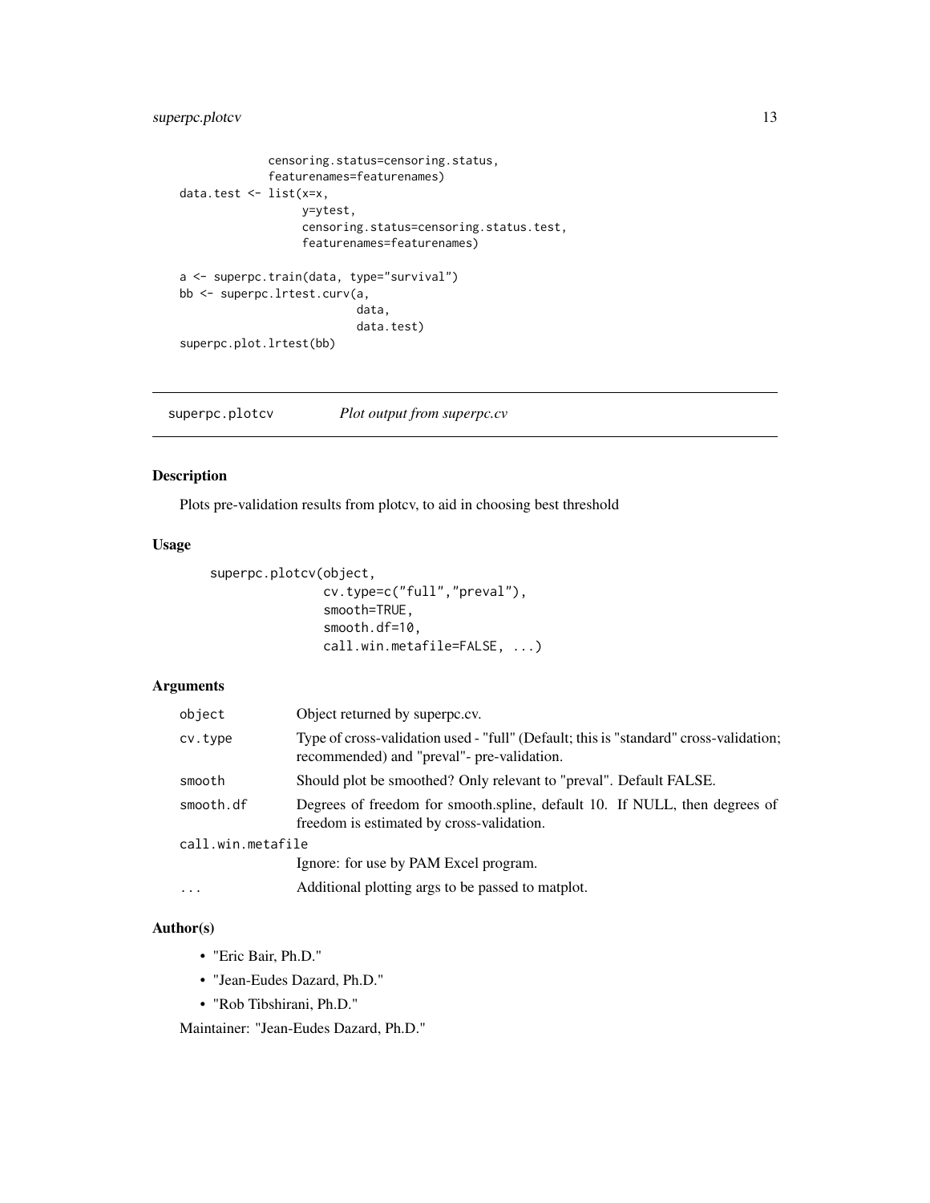```
            censoring.status=censoring.status,
            featurenames=featurenames)
data.test <- list(x=x,
                  y=ytest,
                  censoring.status=censoring.status.test,
                  featurenames=featurenames)

a <- superpc.train(data, type="survival")
bb <- superpc.lrtest.curv(a,
                          data,
                          data.test)
superpc.plot.lrtest(bb)
```

---

## superpc.plotcv — *Plot output from superpc.cv*

### Description

Plots pre-validation results from plotcv, to aid in choosing best threshold

### Usage

```
superpc.plotcv(object,
               cv.type=c("full","preval"),
               smooth=TRUE,
               smooth.df=10,
               call.win.metafile=FALSE, ...)
```

### Arguments

| Argument | Description |
|---|---|
| `object` | Object returned by superpc.cv. |
| `cv.type` | Type of cross-validation used - "full" (Default; this is "standard" cross-validation; recommended) and "preval"- pre-validation. |
| `smooth` | Should plot be smoothed? Only relevant to "preval". Default FALSE. |
| `smooth.df` | Degrees of freedom for smooth.spline, default 10. If NULL, then degrees of freedom is estimated by cross-validation. |
| `call.win.metafile` | Ignore: for use by PAM Excel program. |
| `...` | Additional plotting args to be passed to matplot. |

### Author(s)

- "Eric Bair, Ph.D."
- "Jean-Eudes Dazard, Ph.D."
- "Rob Tibshirani, Ph.D."

Maintainer: "Jean-Eudes Dazard, Ph.D."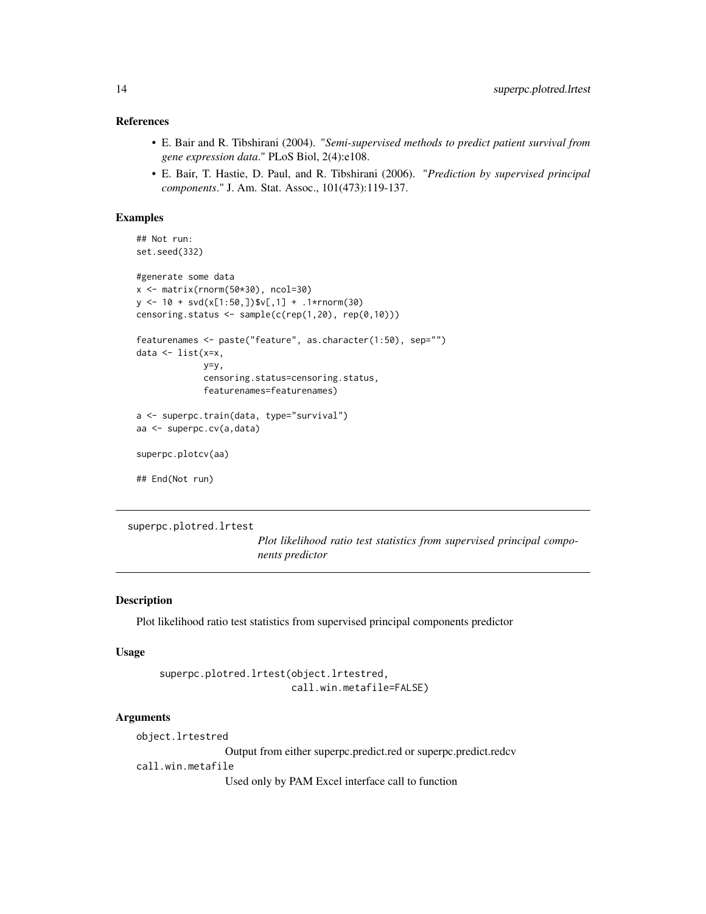### References

- E. Bair and R. Tibshirani (2004). "*Semi-supervised methods to predict patient survival from gene expression data.*" PLoS Biol, 2(4):e108.
- E. Bair, T. Hastie, D. Paul, and R. Tibshirani (2006). "*Prediction by supervised principal components.*" J. Am. Stat. Assoc., 101(473):119-137.

### Examples

```
## Not run:
set.seed(332)

#generate some data
x <- matrix(rnorm(50*30), ncol=30)
y <- 10 + svd(x[1:50,])$v[,1] + .1*rnorm(30)
censoring.status <- sample(c(rep(1,20), rep(0,10)))

featurenames <- paste("feature", as.character(1:50), sep="")
data <- list(x=x,
             y=y,
             censoring.status=censoring.status,
             featurenames=featurenames)

a <- superpc.train(data, type="survival")
aa <- superpc.cv(a,data)

superpc.plotcv(aa)

## End(Not run)
```

---

## superpc.plotred.lrtest

*Plot likelihood ratio test statistics from supervised principal components predictor*

### Description

Plot likelihood ratio test statistics from supervised principal components predictor

### Usage

```
superpc.plotred.lrtest(object.lrtestred,
                       call.win.metafile=FALSE)
```

### Arguments

`object.lrtestred`
: Output from either superpc.predict.red or superpc.predict.redcv

`call.win.metafile`
: Used only by PAM Excel interface call to function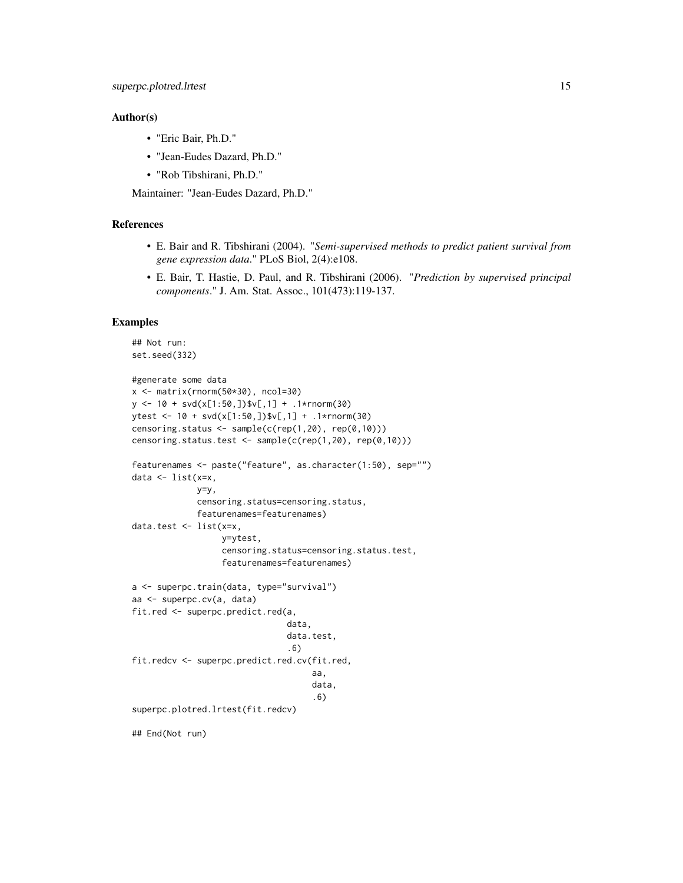## Author(s)

- "Eric Bair, Ph.D."
- "Jean-Eudes Dazard, Ph.D."
- "Rob Tibshirani, Ph.D."

Maintainer: "Jean-Eudes Dazard, Ph.D."

## References

- E. Bair and R. Tibshirani (2004). "*Semi-supervised methods to predict patient survival from gene expression data*." PLoS Biol, 2(4):e108.
- E. Bair, T. Hastie, D. Paul, and R. Tibshirani (2006). "*Prediction by supervised principal components*." J. Am. Stat. Assoc., 101(473):119-137.

## Examples

```
## Not run:
set.seed(332)

#generate some data
x <- matrix(rnorm(50*30), ncol=30)
y <- 10 + svd(x[1:50,])$v[,1] + .1*rnorm(30)
ytest <- 10 + svd(x[1:50,])$v[,1] + .1*rnorm(30)
censoring.status <- sample(c(rep(1,20), rep(0,10)))
censoring.status.test <- sample(c(rep(1,20), rep(0,10)))

featurenames <- paste("feature", as.character(1:50), sep="")
data <- list(x=x,
             y=y,
             censoring.status=censoring.status,
             featurenames=featurenames)
data.test <- list(x=x,
                  y=ytest,
                  censoring.status=censoring.status.test,
                  featurenames=featurenames)

a <- superpc.train(data, type="survival")
aa <- superpc.cv(a, data)
fit.red <- superpc.predict.red(a,
                               data,
                               data.test,
                               .6)
fit.redcv <- superpc.predict.red.cv(fit.red,
                                    aa,
                                    data,
                                    .6)
superpc.plotred.lrtest(fit.redcv)

## End(Not run)
```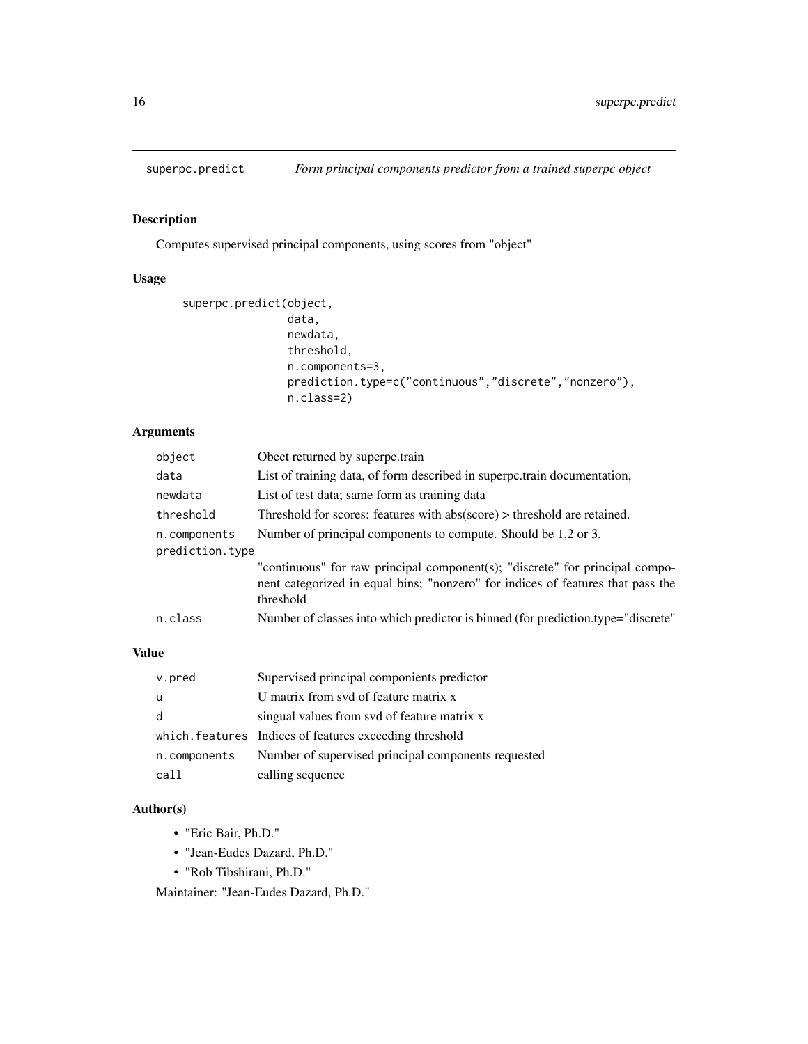## superpc.predict — *Form principal components predictor from a trained superpc object*

### Description

Computes supervised principal components, using scores from "object"

### Usage

```
superpc.predict(object,
                data,
                newdata,
                threshold,
                n.components=3,
                prediction.type=c("continuous","discrete","nonzero"),
                n.class=2)
```

### Arguments

| | |
|---|---|
| `object` | Obect returned by superpc.train |
| `data` | List of training data, of form described in superpc.train documentation, |
| `newdata` | List of test data; same form as training data |
| `threshold` | Threshold for scores: features with abs(score) > threshold are retained. |
| `n.components` | Number of principal components to compute. Should be 1,2 or 3. |
| `prediction.type` | "continuous" for raw principal component(s); "discrete" for principal component categorized in equal bins; "nonzero" for indices of features that pass the threshold |
| `n.class` | Number of classes into which predictor is binned (for prediction.type="discrete" |

### Value

| | |
|---|---|
| `v.pred` | Supervised principal componients predictor |
| `u` | U matrix from svd of feature matrix x |
| `d` | singual values from svd of feature matrix x |
| `which.features` | Indices of features exceeding threshold |
| `n.components` | Number of supervised principal components requested |
| `call` | calling sequence |

### Author(s)

- "Eric Bair, Ph.D."
- "Jean-Eudes Dazard, Ph.D."
- "Rob Tibshirani, Ph.D."

Maintainer: "Jean-Eudes Dazard, Ph.D."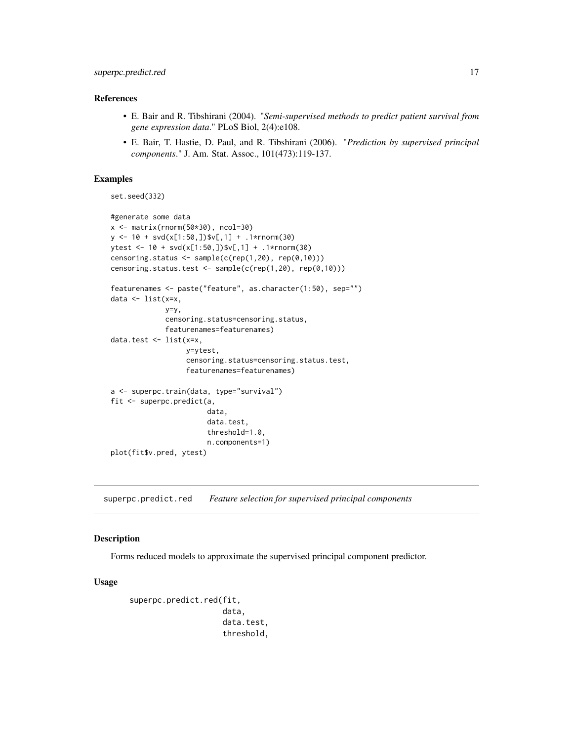### References

- E. Bair and R. Tibshirani (2004). "*Semi-supervised methods to predict patient survival from gene expression data*." PLoS Biol, 2(4):e108.
- E. Bair, T. Hastie, D. Paul, and R. Tibshirani (2006). "*Prediction by supervised principal components*." J. Am. Stat. Assoc., 101(473):119-137.

### Examples

```
set.seed(332)

#generate some data
x <- matrix(rnorm(50*30), ncol=30)
y <- 10 + svd(x[1:50,])$v[,1] + .1*rnorm(30)
ytest <- 10 + svd(x[1:50,])$v[,1] + .1*rnorm(30)
censoring.status <- sample(c(rep(1,20), rep(0,10)))
censoring.status.test <- sample(c(rep(1,20), rep(0,10)))

featurenames <- paste("feature", as.character(1:50), sep="")
data <- list(x=x,
             y=y,
             censoring.status=censoring.status,
             featurenames=featurenames)
data.test <- list(x=x,
                  y=ytest,
                  censoring.status=censoring.status.test,
                  featurenames=featurenames)

a <- superpc.train(data, type="survival")
fit <- superpc.predict(a,
                       data,
                       data.test,
                       threshold=1.0,
                       n.components=1)
plot(fit$v.pred, ytest)
```

---

## superpc.predict.red — *Feature selection for supervised principal components*

### Description

Forms reduced models to approximate the supervised principal component predictor.

### Usage

```
superpc.predict.red(fit,
                    data,
                    data.test,
                    threshold,
```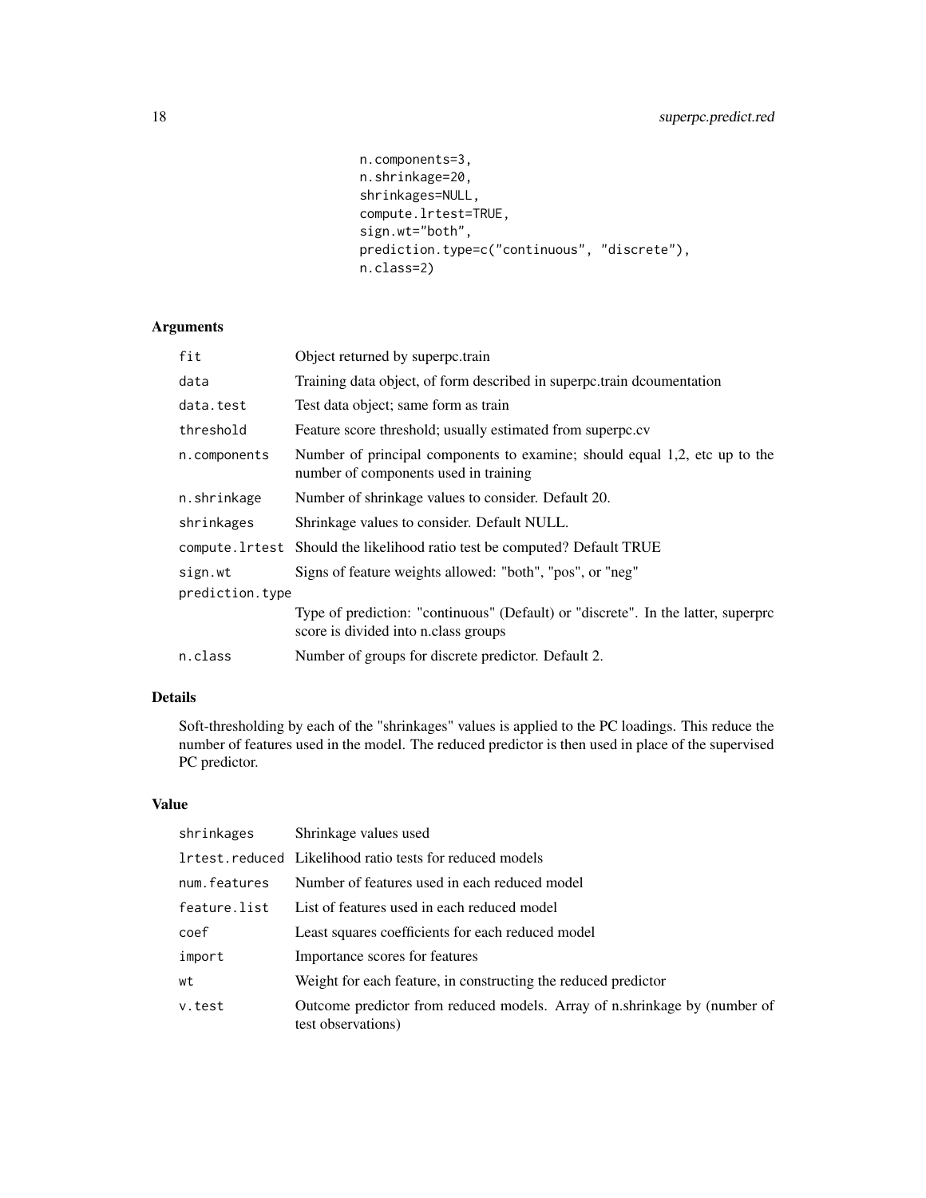```
                  n.components=3,
                  n.shrinkage=20,
                  shrinkages=NULL,
                  compute.lrtest=TRUE,
                  sign.wt="both",
                  prediction.type=c("continuous", "discrete"),
                  n.class=2)
```

## Arguments

| | |
|---|---|
| `fit` | Object returned by superpc.train |
| `data` | Training data object, of form described in superpc.train dcoumentation |
| `data.test` | Test data object; same form as train |
| `threshold` | Feature score threshold; usually estimated from superpc.cv |
| `n.components` | Number of principal components to examine; should equal 1,2, etc up to the number of components used in training |
| `n.shrinkage` | Number of shrinkage values to consider. Default 20. |
| `shrinkages` | Shrinkage values to consider. Default NULL. |
| `compute.lrtest` | Should the likelihood ratio test be computed? Default TRUE |
| `sign.wt` | Signs of feature weights allowed: "both", "pos", or "neg" |
| `prediction.type` | Type of prediction: "continuous" (Default) or "discrete". In the latter, superprc score is divided into n.class groups |
| `n.class` | Number of groups for discrete predictor. Default 2. |

## Details

Soft-thresholding by each of the "shrinkages" values is applied to the PC loadings. This reduce the number of features used in the model. The reduced predictor is then used in place of the supervised PC predictor.

## Value

| | |
|---|---|
| `shrinkages` | Shrinkage values used |
| `lrtest.reduced` | Likelihood ratio tests for reduced models |
| `num.features` | Number of features used in each reduced model |
| `feature.list` | List of features used in each reduced model |
| `coef` | Least squares coefficients for each reduced model |
| `import` | Importance scores for features |
| `wt` | Weight for each feature, in constructing the reduced predictor |
| `v.test` | Outcome predictor from reduced models. Array of n.shrinkage by (number of test observations) |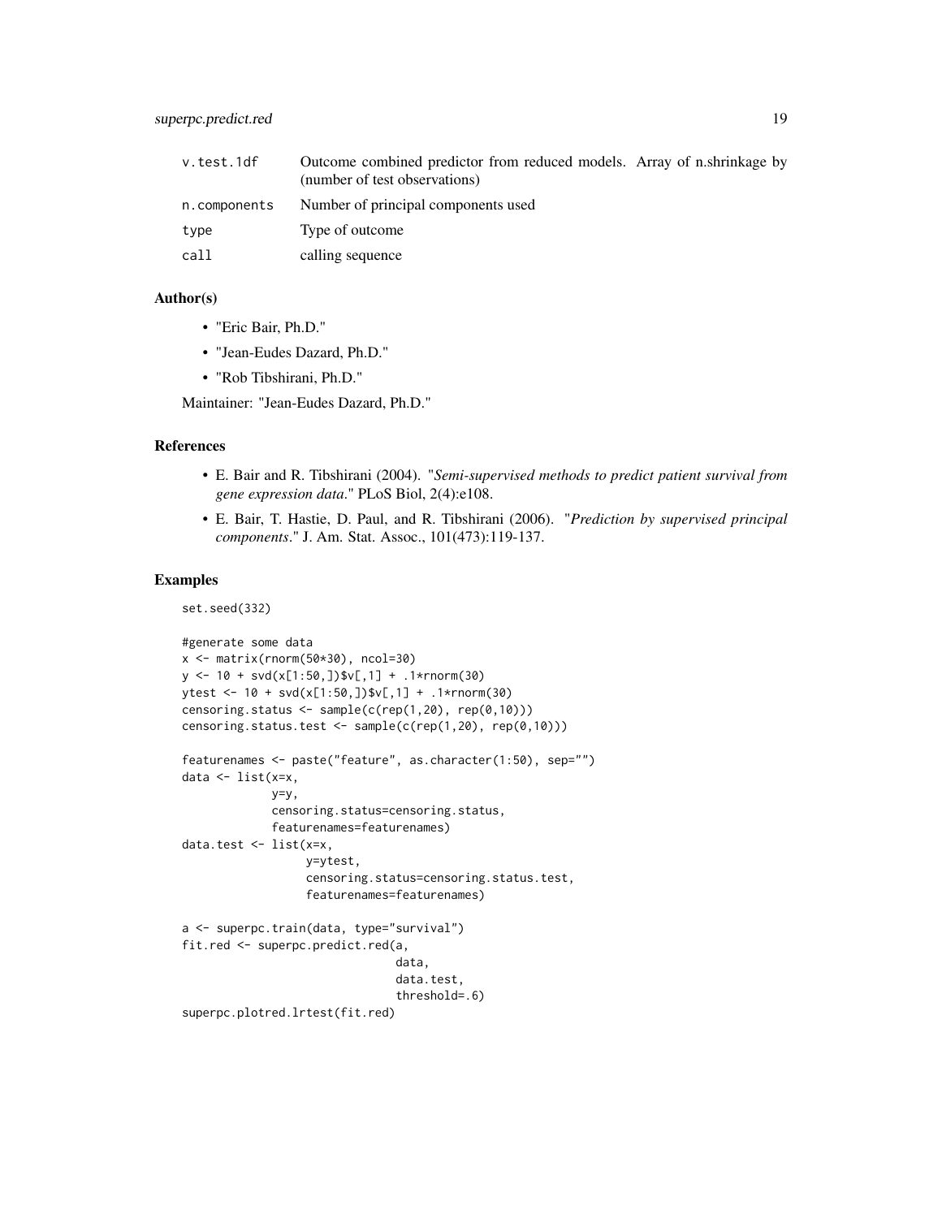| | |
|---|---|
| v.test.1df | Outcome combined predictor from reduced models. Array of n.shrinkage by (number of test observations) |
| n.components | Number of principal components used |
| type | Type of outcome |
| call | calling sequence |

## Author(s)

- "Eric Bair, Ph.D."
- "Jean-Eudes Dazard, Ph.D."
- "Rob Tibshirani, Ph.D."

Maintainer: "Jean-Eudes Dazard, Ph.D."

## References

- E. Bair and R. Tibshirani (2004). "*Semi-supervised methods to predict patient survival from gene expression data*." PLoS Biol, 2(4):e108.
- E. Bair, T. Hastie, D. Paul, and R. Tibshirani (2006). "*Prediction by supervised principal components*." J. Am. Stat. Assoc., 101(473):119-137.

## Examples

```
set.seed(332)

#generate some data
x <- matrix(rnorm(50*30), ncol=30)
y <- 10 + svd(x[1:50,])$v[,1] + .1*rnorm(30)
ytest <- 10 + svd(x[1:50,])$v[,1] + .1*rnorm(30)
censoring.status <- sample(c(rep(1,20), rep(0,10)))
censoring.status.test <- sample(c(rep(1,20), rep(0,10)))

featurenames <- paste("feature", as.character(1:50), sep="")
data <- list(x=x,
             y=y,
             censoring.status=censoring.status,
             featurenames=featurenames)
data.test <- list(x=x,
                  y=ytest,
                  censoring.status=censoring.status.test,
                  featurenames=featurenames)

a <- superpc.train(data, type="survival")
fit.red <- superpc.predict.red(a,
                               data,
                               data.test,
                               threshold=.6)
superpc.plotred.lrtest(fit.red)
```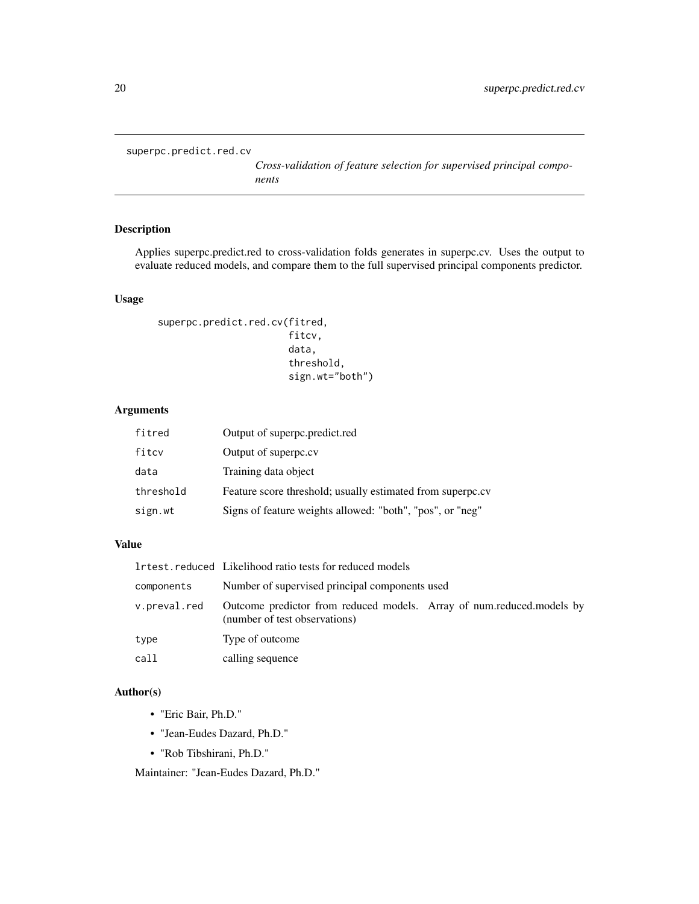# superpc.predict.red.cv

*Cross-validation of feature selection for supervised principal components*

## Description

Applies superpc.predict.red to cross-validation folds generates in superpc.cv. Uses the output to evaluate reduced models, and compare them to the full supervised principal components predictor.

## Usage

```
superpc.predict.red.cv(fitred,
                       fitcv,
                       data,
                       threshold,
                       sign.wt="both")
```

## Arguments

| | |
|---|---|
| `fitred` | Output of superpc.predict.red |
| `fitcv` | Output of superpc.cv |
| `data` | Training data object |
| `threshold` | Feature score threshold; usually estimated from superpc.cv |
| `sign.wt` | Signs of feature weights allowed: "both", "pos", or "neg" |

## Value

| | |
|---|---|
| `lrtest.reduced` | Likelihood ratio tests for reduced models |
| `components` | Number of supervised principal components used |
| `v.preval.red` | Outcome predictor from reduced models. Array of num.reduced.models by (number of test observations) |
| `type` | Type of outcome |
| `call` | calling sequence |

## Author(s)

- "Eric Bair, Ph.D."
- "Jean-Eudes Dazard, Ph.D."
- "Rob Tibshirani, Ph.D."

Maintainer: "Jean-Eudes Dazard, Ph.D."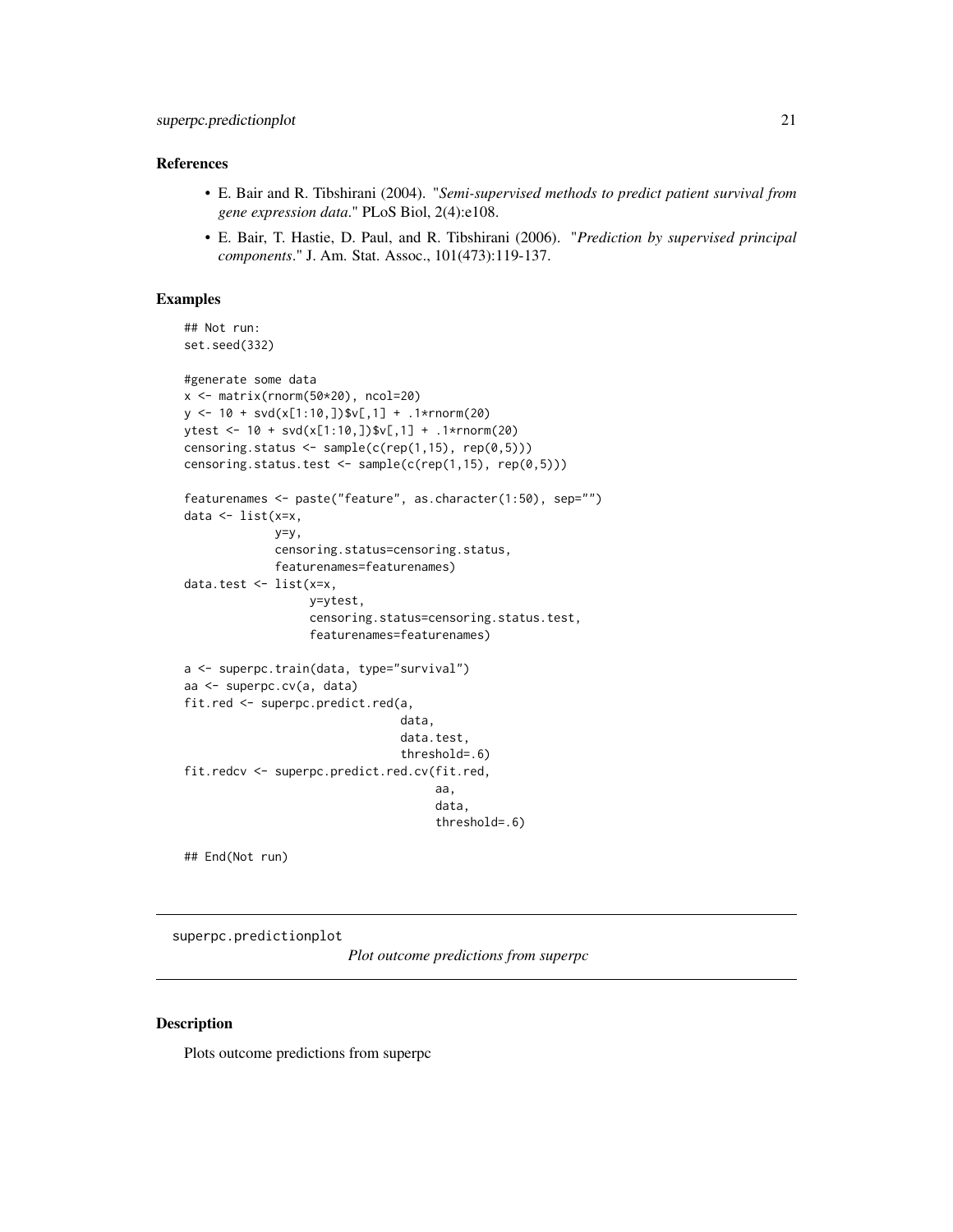### References

- E. Bair and R. Tibshirani (2004). "*Semi-supervised methods to predict patient survival from gene expression data*." PLoS Biol, 2(4):e108.
- E. Bair, T. Hastie, D. Paul, and R. Tibshirani (2006). "*Prediction by supervised principal components*." J. Am. Stat. Assoc., 101(473):119-137.

### Examples

```
## Not run:
set.seed(332)

#generate some data
x <- matrix(rnorm(50*20), ncol=20)
y <- 10 + svd(x[1:10,])$v[,1] + .1*rnorm(20)
ytest <- 10 + svd(x[1:10,])$v[,1] + .1*rnorm(20)
censoring.status <- sample(c(rep(1,15), rep(0,5)))
censoring.status.test <- sample(c(rep(1,15), rep(0,5)))

featurenames <- paste("feature", as.character(1:50), sep="")
data <- list(x=x,
             y=y,
             censoring.status=censoring.status,
             featurenames=featurenames)
data.test <- list(x=x,
                  y=ytest,
                  censoring.status=censoring.status.test,
                  featurenames=featurenames)

a <- superpc.train(data, type="survival")
aa <- superpc.cv(a, data)
fit.red <- superpc.predict.red(a,
                               data,
                               data.test,
                               threshold=.6)
fit.redcv <- superpc.predict.red.cv(fit.red,
                                    aa,
                                    data,
                                    threshold=.6)

## End(Not run)
```

---

## superpc.predictionplot    *Plot outcome predictions from superpc*

### Description

Plots outcome predictions from superpc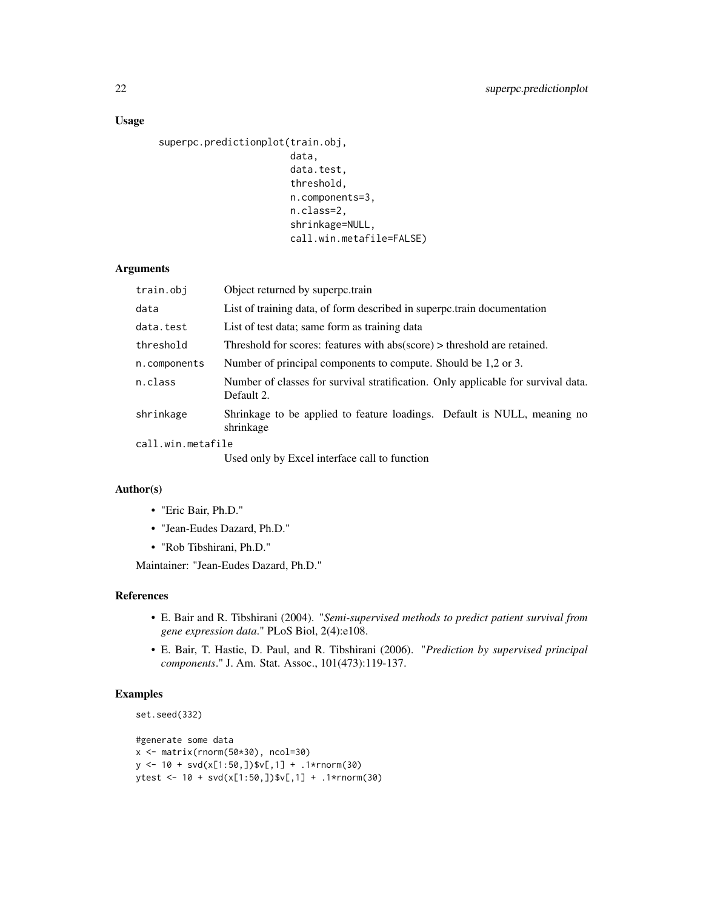### Usage

```
superpc.predictionplot(train.obj,
                       data,
                       data.test,
                       threshold,
                       n.components=3,
                       n.class=2,
                       shrinkage=NULL,
                       call.win.metafile=FALSE)
```

### Arguments

| Argument | Description |
|---|---|
| train.obj | Object returned by superpc.train |
| data | List of training data, of form described in superpc.train documentation |
| data.test | List of test data; same form as training data |
| threshold | Threshold for scores: features with abs(score) > threshold are retained. |
| n.components | Number of principal components to compute. Should be 1,2 or 3. |
| n.class | Number of classes for survival stratification. Only applicable for survival data. Default 2. |
| shrinkage | Shrinkage to be applied to feature loadings. Default is NULL, meaning no shrinkage |
| call.win.metafile | Used only by Excel interface call to function |

### Author(s)

- "Eric Bair, Ph.D."
- "Jean-Eudes Dazard, Ph.D."
- "Rob Tibshirani, Ph.D."

Maintainer: "Jean-Eudes Dazard, Ph.D."

### References

- E. Bair and R. Tibshirani (2004). "*Semi-supervised methods to predict patient survival from gene expression data.*" PLoS Biol, 2(4):e108.
- E. Bair, T. Hastie, D. Paul, and R. Tibshirani (2006). "*Prediction by supervised principal components.*" J. Am. Stat. Assoc., 101(473):119-137.

### Examples

```
set.seed(332)

#generate some data
x <- matrix(rnorm(50*30), ncol=30)
y <- 10 + svd(x[1:50,])$v[,1] + .1*rnorm(30)
ytest <- 10 + svd(x[1:50,])$v[,1] + .1*rnorm(30)
```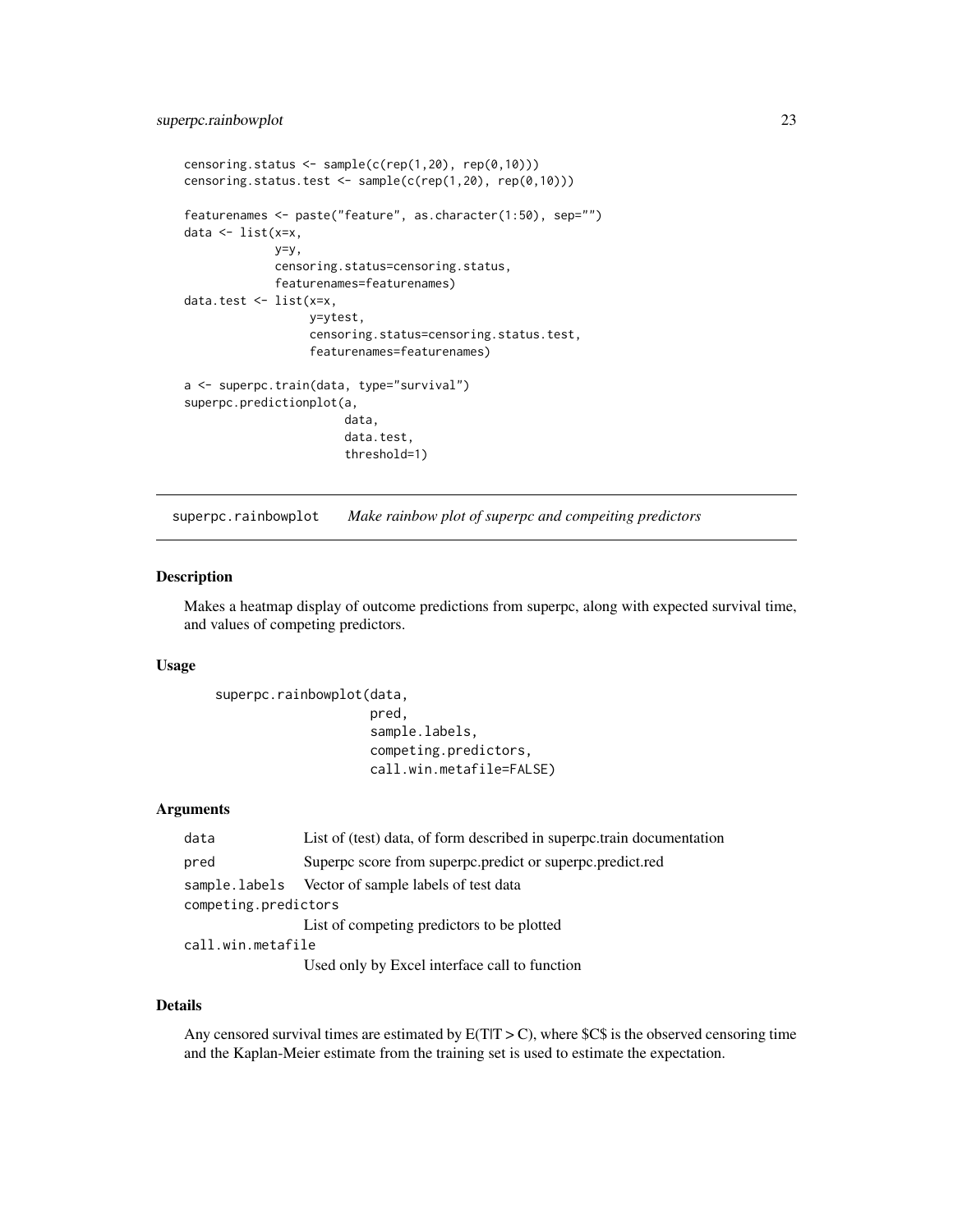```
censoring.status <- sample(c(rep(1,20), rep(0,10)))
censoring.status.test <- sample(c(rep(1,20), rep(0,10)))

featurenames <- paste("feature", as.character(1:50), sep="")
data <- list(x=x,
             y=y,
             censoring.status=censoring.status,
             featurenames=featurenames)
data.test <- list(x=x,
                  y=ytest,
                  censoring.status=censoring.status.test,
                  featurenames=featurenames)

a <- superpc.train(data, type="survival")
superpc.predictionplot(a,
                       data,
                       data.test,
                       threshold=1)
```

## superpc.rainbowplot — *Make rainbow plot of superpc and compeiting predictors*

### Description

Makes a heatmap display of outcome predictions from superpc, along with expected survival time, and values of competing predictors.

### Usage

```
superpc.rainbowplot(data,
                    pred,
                    sample.labels,
                    competing.predictors,
                    call.win.metafile=FALSE)
```

### Arguments

| | |
|---|---|
| `data` | List of (test) data, of form described in superpc.train documentation |
| `pred` | Superpc score from superpc.predict or superpc.predict.red |
| `sample.labels` | Vector of sample labels of test data |
| `competing.predictors` | List of competing predictors to be plotted |
| `call.win.metafile` | Used only by Excel interface call to function |

### Details

Any censored survival times are estimated by $E(T|T > C)$, where $C$ is the observed censoring time and the Kaplan-Meier estimate from the training set is used to estimate the expectation.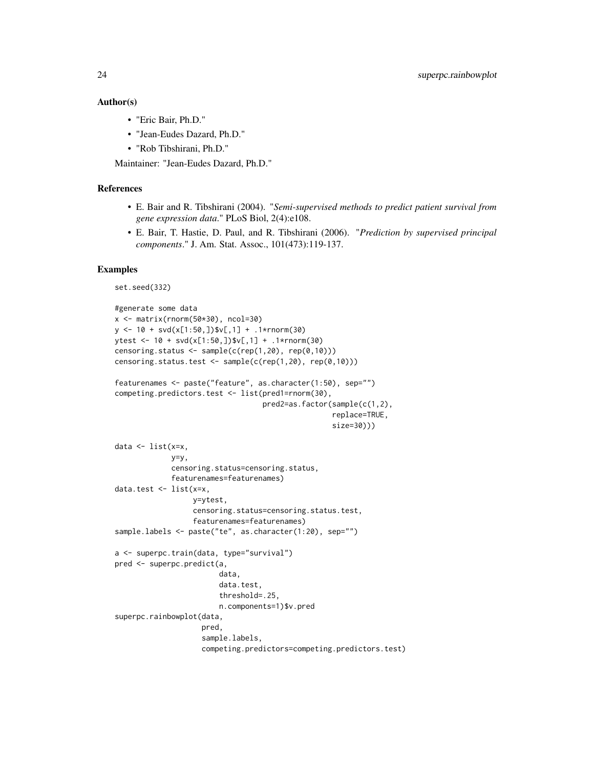## Author(s)

- "Eric Bair, Ph.D."
- "Jean-Eudes Dazard, Ph.D."
- "Rob Tibshirani, Ph.D."

Maintainer: "Jean-Eudes Dazard, Ph.D."

## References

- E. Bair and R. Tibshirani (2004). "*Semi-supervised methods to predict patient survival from gene expression data*." PLoS Biol, 2(4):e108.
- E. Bair, T. Hastie, D. Paul, and R. Tibshirani (2006). "*Prediction by supervised principal components*." J. Am. Stat. Assoc., 101(473):119-137.

## Examples

```
set.seed(332)

#generate some data
x <- matrix(rnorm(50*30), ncol=30)
y <- 10 + svd(x[1:50,])$v[,1] + .1*rnorm(30)
ytest <- 10 + svd(x[1:50,])$v[,1] + .1*rnorm(30)
censoring.status <- sample(c(rep(1,20), rep(0,10)))
censoring.status.test <- sample(c(rep(1,20), rep(0,10)))

featurenames <- paste("feature", as.character(1:50), sep="")
competing.predictors.test <- list(pred1=rnorm(30),
                                  pred2=as.factor(sample(c(1,2),
                                                  replace=TRUE,
                                                  size=30)))

data <- list(x=x,
             y=y,
             censoring.status=censoring.status,
             featurenames=featurenames)
data.test <- list(x=x,
                  y=ytest,
                  censoring.status=censoring.status.test,
                  featurenames=featurenames)
sample.labels <- paste("te", as.character(1:20), sep="")

a <- superpc.train(data, type="survival")
pred <- superpc.predict(a,
                        data,
                        data.test,
                        threshold=.25,
                        n.components=1)$v.pred
superpc.rainbowplot(data,
                    pred,
                    sample.labels,
                    competing.predictors=competing.predictors.test)
```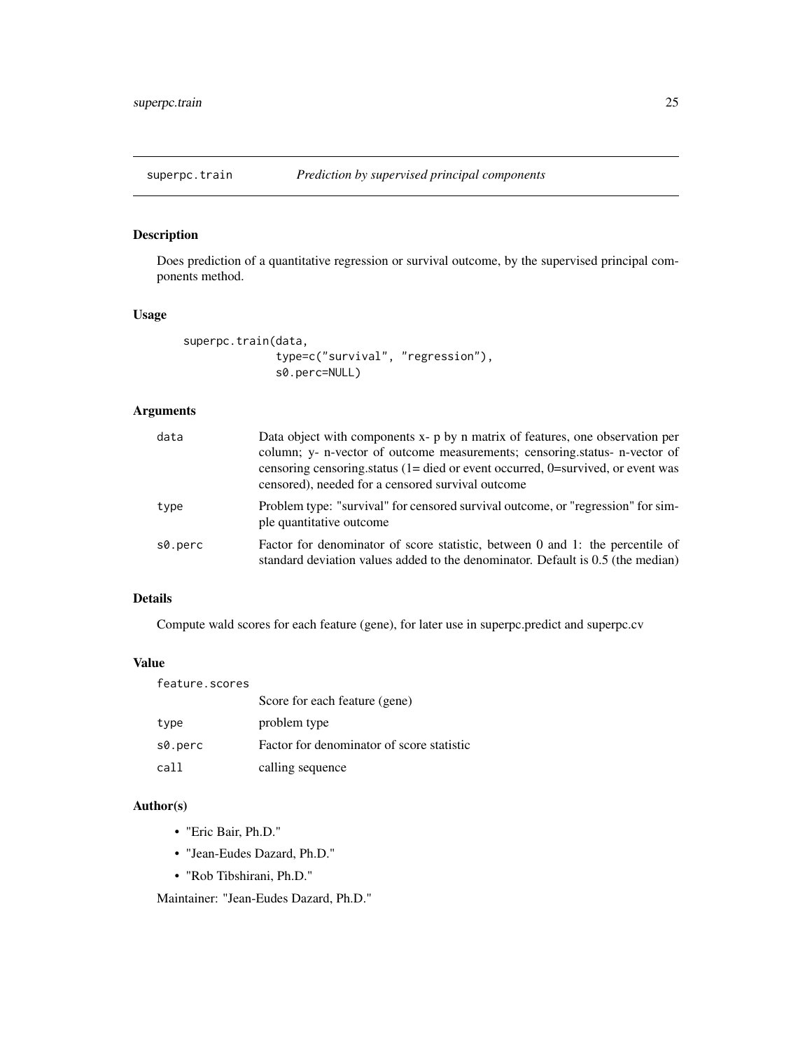## superpc.train — *Prediction by supervised principal components*

### Description

Does prediction of a quantitative regression or survival outcome, by the supervised principal components method.

### Usage

```
superpc.train(data,
              type=c("survival", "regression"),
              s0.perc=NULL)
```

### Arguments

| | |
|---|---|
| `data` | Data object with components x- p by n matrix of features, one observation per column; y- n-vector of outcome measurements; censoring.status- n-vector of censoring censoring.status (1= died or event occurred, 0=survived, or event was censored), needed for a censored survival outcome |
| `type` | Problem type: "survival" for censored survival outcome, or "regression" for simple quantitative outcome |
| `s0.perc` | Factor for denominator of score statistic, between 0 and 1: the percentile of standard deviation values added to the denominator. Default is 0.5 (the median) |

### Details

Compute wald scores for each feature (gene), for later use in superpc.predict and superpc.cv

### Value

| | |
|---|---|
| `feature.scores` | Score for each feature (gene) |
| `type` | problem type |
| `s0.perc` | Factor for denominator of score statistic |
| `call` | calling sequence |

### Author(s)

- "Eric Bair, Ph.D."
- "Jean-Eudes Dazard, Ph.D."
- "Rob Tibshirani, Ph.D."

Maintainer: "Jean-Eudes Dazard, Ph.D."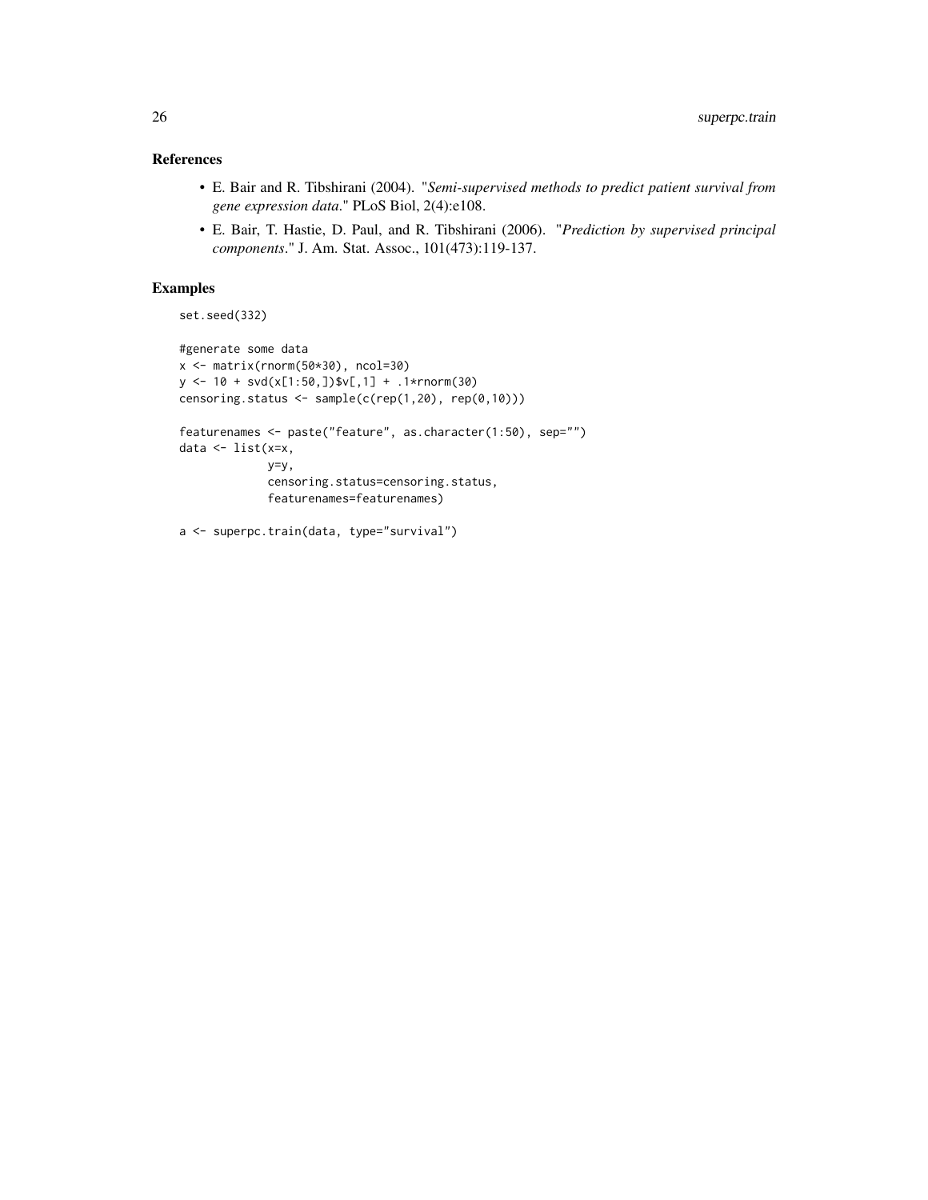## References

- E. Bair and R. Tibshirani (2004). "*Semi-supervised methods to predict patient survival from gene expression data.*" PLoS Biol, 2(4):e108.
- E. Bair, T. Hastie, D. Paul, and R. Tibshirani (2006). "*Prediction by supervised principal components.*" J. Am. Stat. Assoc., 101(473):119-137.

## Examples

```
set.seed(332)

#generate some data
x <- matrix(rnorm(50*30), ncol=30)
y <- 10 + svd(x[1:50,])$v[,1] + .1*rnorm(30)
censoring.status <- sample(c(rep(1,20), rep(0,10)))

featurenames <- paste("feature", as.character(1:50), sep="")
data <- list(x=x,
             y=y,
             censoring.status=censoring.status,
             featurenames=featurenames)

a <- superpc.train(data, type="survival")
```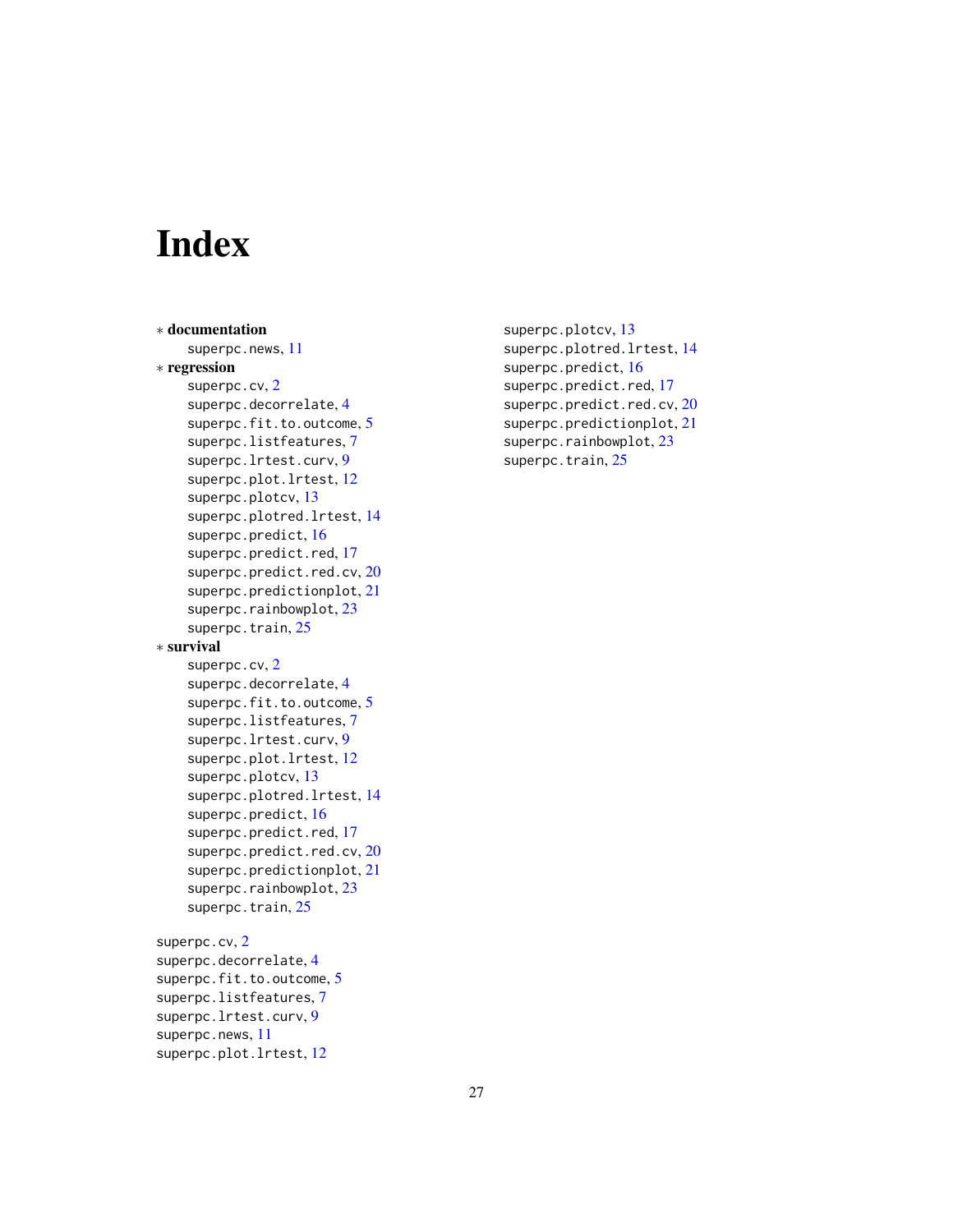# Index

* **documentation**
  - superpc.news, 11
* **regression**
  - superpc.cv, 2
  - superpc.decorrelate, 4
  - superpc.fit.to.outcome, 5
  - superpc.listfeatures, 7
  - superpc.lrtest.curv, 9
  - superpc.plot.lrtest, 12
  - superpc.plotcv, 13
  - superpc.plotred.lrtest, 14
  - superpc.predict, 16
  - superpc.predict.red, 17
  - superpc.predict.red.cv, 20
  - superpc.predictionplot, 21
  - superpc.rainbowplot, 23
  - superpc.train, 25
* **survival**
  - superpc.cv, 2
  - superpc.decorrelate, 4
  - superpc.fit.to.outcome, 5
  - superpc.listfeatures, 7
  - superpc.lrtest.curv, 9
  - superpc.plot.lrtest, 12
  - superpc.plotcv, 13
  - superpc.plotred.lrtest, 14
  - superpc.predict, 16
  - superpc.predict.red, 17
  - superpc.predict.red.cv, 20
  - superpc.predictionplot, 21
  - superpc.rainbowplot, 23
  - superpc.train, 25

superpc.cv, 2
superpc.decorrelate, 4
superpc.fit.to.outcome, 5
superpc.listfeatures, 7
superpc.lrtest.curv, 9
superpc.news, 11
superpc.plot.lrtest, 12
superpc.plotcv, 13
superpc.plotred.lrtest, 14
superpc.predict, 16
superpc.predict.red, 17
superpc.predict.red.cv, 20
superpc.predictionplot, 21
superpc.rainbowplot, 23
superpc.train, 25